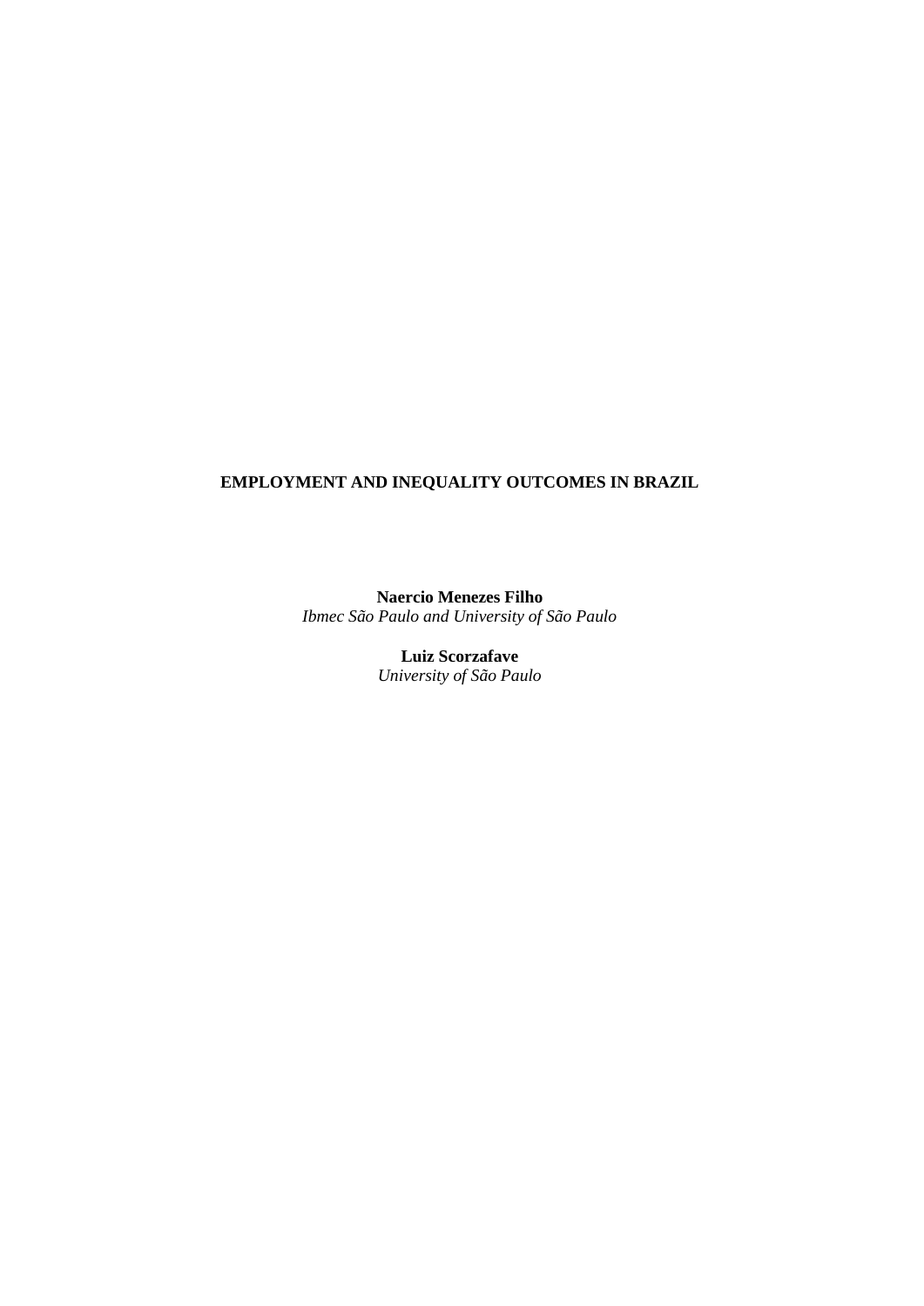# EMPLOYMENT AND INEQUALITY OUTCOMES IN BRAZIL

**Naercio Menezes Filho**
*Ibmec São Paulo and University of São Paulo*

**Luiz Scorzafave**
*University of São Paulo*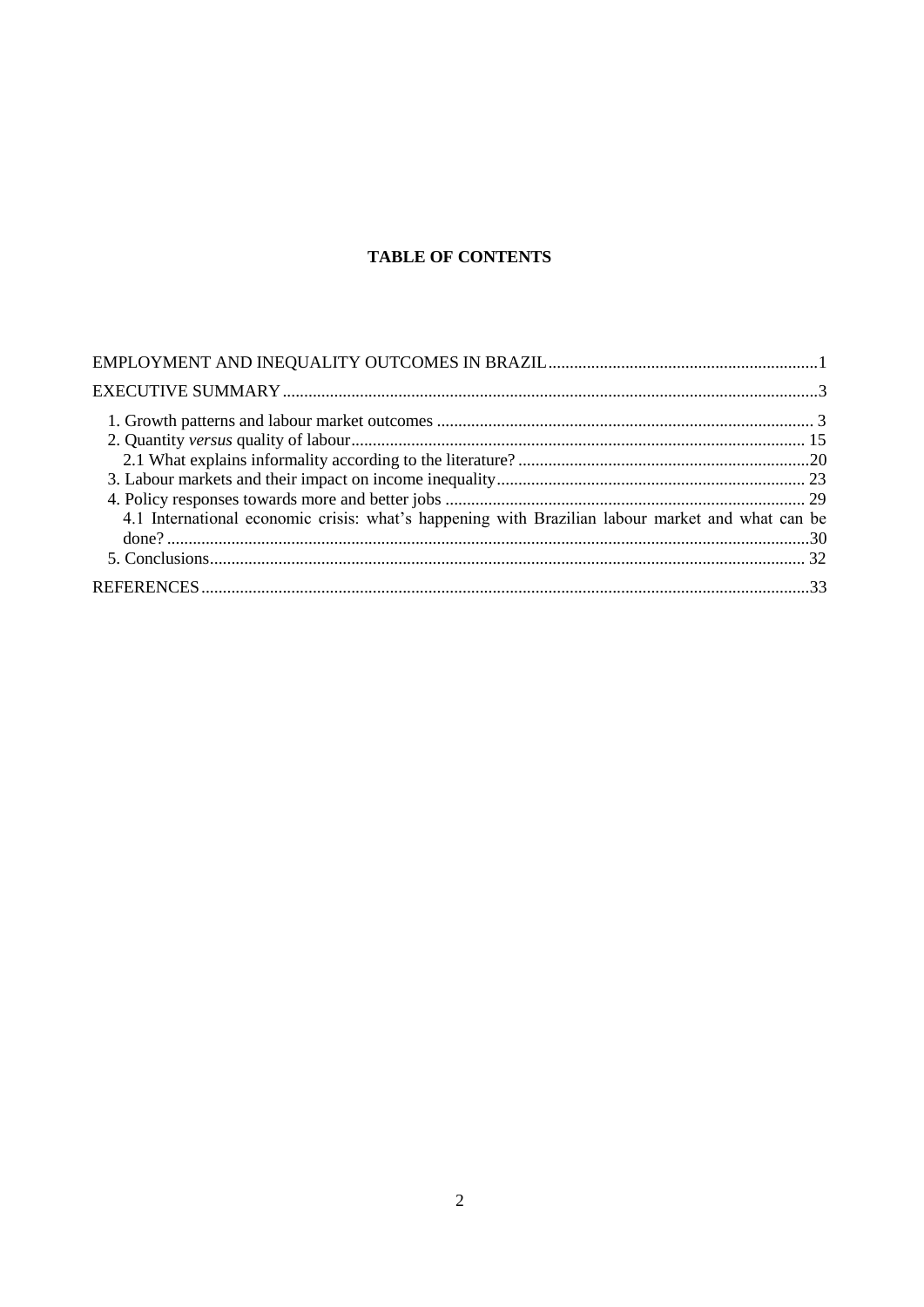**TABLE OF CONTENTS**

EMPLOYMENT AND INEQUALITY OUTCOMES IN BRAZIL ... 1

EXECUTIVE SUMMARY ... 3

- 1. Growth patterns and labour market outcomes ... 3
- 2. Quantity *versus* quality of labour ... 15
  - 2.1 What explains informality according to the literature? ... 20
- 3. Labour markets and their impact on income inequality ... 23
- 4. Policy responses towards more and better jobs ... 29
  - 4.1 International economic crisis: what's happening with Brazilian labour market and what can be done? ... 30
- 5. Conclusions ... 32

REFERENCES ... 33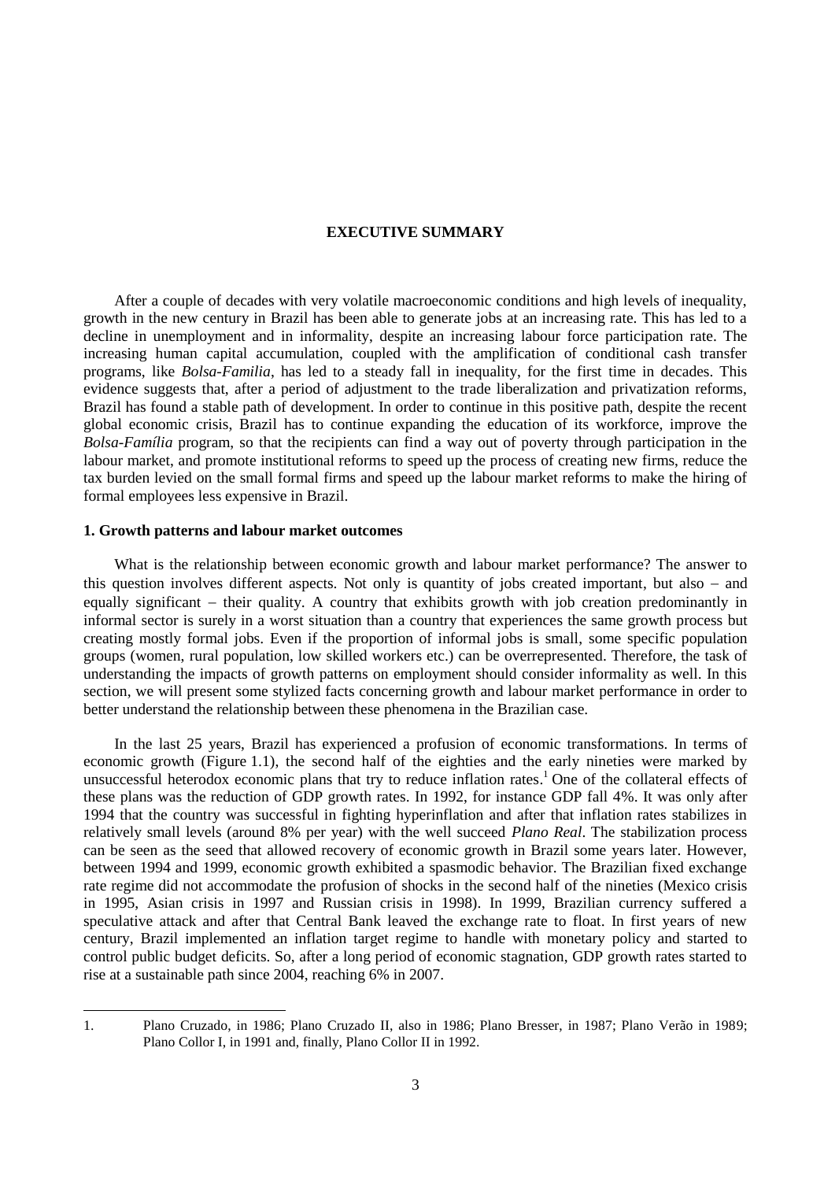## EXECUTIVE SUMMARY

After a couple of decades with very volatile macroeconomic conditions and high levels of inequality, growth in the new century in Brazil has been able to generate jobs at an increasing rate. This has led to a decline in unemployment and in informality, despite an increasing labour force participation rate. The increasing human capital accumulation, coupled with the amplification of conditional cash transfer programs, like *Bolsa-Familia*, has led to a steady fall in inequality, for the first time in decades. This evidence suggests that, after a period of adjustment to the trade liberalization and privatization reforms, Brazil has found a stable path of development. In order to continue in this positive path, despite the recent global economic crisis, Brazil has to continue expanding the education of its workforce, improve the *Bolsa-Família* program, so that the recipients can find a way out of poverty through participation in the labour market, and promote institutional reforms to speed up the process of creating new firms, reduce the tax burden levied on the small formal firms and speed up the labour market reforms to make the hiring of formal employees less expensive in Brazil.

### 1. Growth patterns and labour market outcomes

What is the relationship between economic growth and labour market performance? The answer to this question involves different aspects. Not only is quantity of jobs created important, but also – and equally significant – their quality. A country that exhibits growth with job creation predominantly in informal sector is surely in a worst situation than a country that experiences the same growth process but creating mostly formal jobs. Even if the proportion of informal jobs is small, some specific population groups (women, rural population, low skilled workers etc.) can be overrepresented. Therefore, the task of understanding the impacts of growth patterns on employment should consider informality as well. In this section, we will present some stylized facts concerning growth and labour market performance in order to better understand the relationship between these phenomena in the Brazilian case.

In the last 25 years, Brazil has experienced a profusion of economic transformations. In terms of economic growth (Figure 1.1), the second half of the eighties and the early nineties were marked by unsuccessful heterodox economic plans that try to reduce inflation rates.[1] One of the collateral effects of these plans was the reduction of GDP growth rates. In 1992, for instance GDP fall 4%. It was only after 1994 that the country was successful in fighting hyperinflation and after that inflation rates stabilizes in relatively small levels (around 8% per year) with the well succeed *Plano Real*. The stabilization process can be seen as the seed that allowed recovery of economic growth in Brazil some years later. However, between 1994 and 1999, economic growth exhibited a spasmodic behavior. The Brazilian fixed exchange rate regime did not accommodate the profusion of shocks in the second half of the nineties (Mexico crisis in 1995, Asian crisis in 1997 and Russian crisis in 1998). In 1999, Brazilian currency suffered a speculative attack and after that Central Bank leaved the exchange rate to float. In first years of new century, Brazil implemented an inflation target regime to handle with monetary policy and started to control public budget deficits. So, after a long period of economic stagnation, GDP growth rates started to rise at a sustainable path since 2004, reaching 6% in 2007.

1. Plano Cruzado, in 1986; Plano Cruzado II, also in 1986; Plano Bresser, in 1987; Plano Verão in 1989; Plano Collor I, in 1991 and, finally, Plano Collor II in 1992.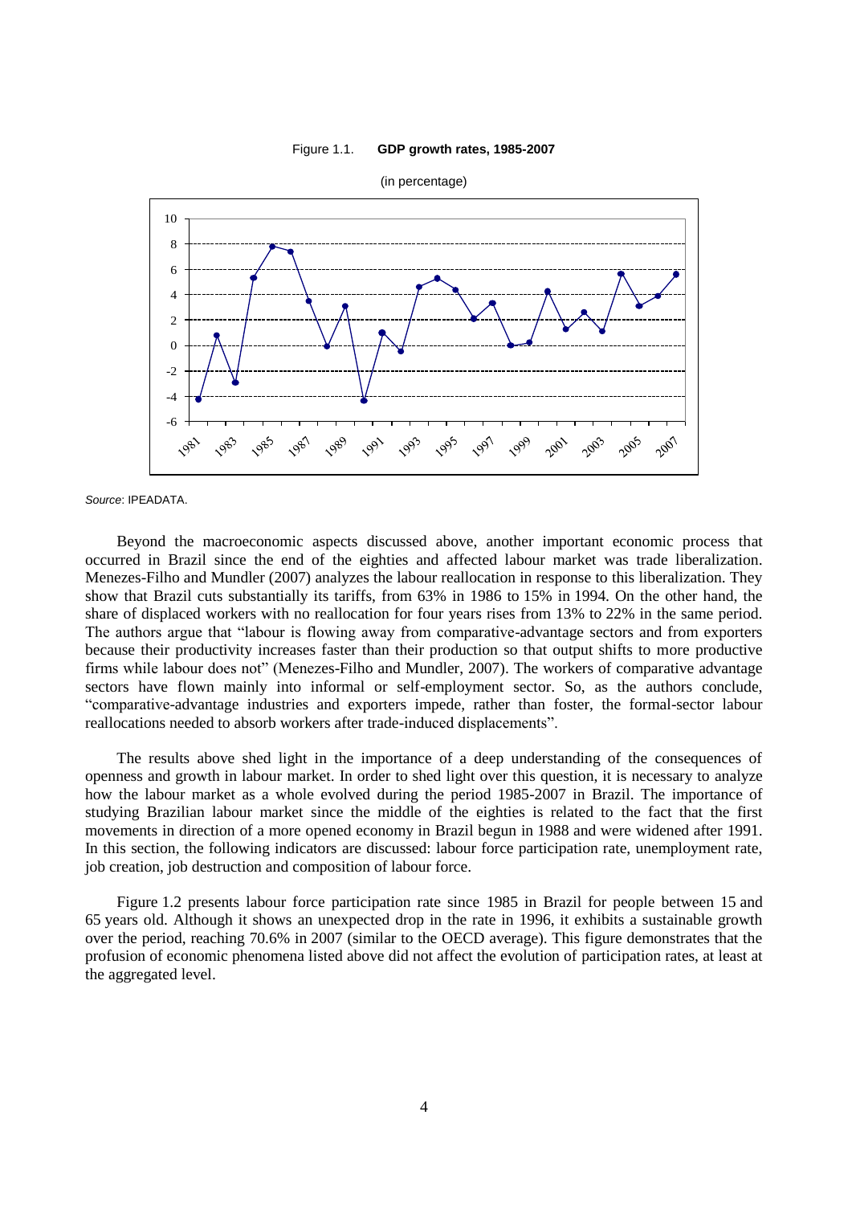Figure 1.1. **GDP growth rates, 1985-2007**

(in percentage)

*Source*: IPEADATA.

Beyond the macroeconomic aspects discussed above, another important economic process that occurred in Brazil since the end of the eighties and affected labour market was trade liberalization. Menezes-Filho and Mundler (2007) analyzes the labour reallocation in response to this liberalization. They show that Brazil cuts substantially its tariffs, from 63% in 1986 to 15% in 1994. On the other hand, the share of displaced workers with no reallocation for four years rises from 13% to 22% in the same period. The authors argue that "labour is flowing away from comparative-advantage sectors and from exporters because their productivity increases faster than their production so that output shifts to more productive firms while labour does not" (Menezes-Filho and Mundler, 2007). The workers of comparative advantage sectors have flown mainly into informal or self-employment sector. So, as the authors conclude, "comparative-advantage industries and exporters impede, rather than foster, the formal-sector labour reallocations needed to absorb workers after trade-induced displacements".

The results above shed light in the importance of a deep understanding of the consequences of openness and growth in labour market. In order to shed light over this question, it is necessary to analyze how the labour market as a whole evolved during the period 1985-2007 in Brazil. The importance of studying Brazilian labour market since the middle of the eighties is related to the fact that the first movements in direction of a more opened economy in Brazil begun in 1988 and were widened after 1991. In this section, the following indicators are discussed: labour force participation rate, unemployment rate, job creation, job destruction and composition of labour force.

Figure 1.2 presents labour force participation rate since 1985 in Brazil for people between 15 and 65 years old. Although it shows an unexpected drop in the rate in 1996, it exhibits a sustainable growth over the period, reaching 70.6% in 2007 (similar to the OECD average). This figure demonstrates that the profusion of economic phenomena listed above did not affect the evolution of participation rates, at least at the aggregated level.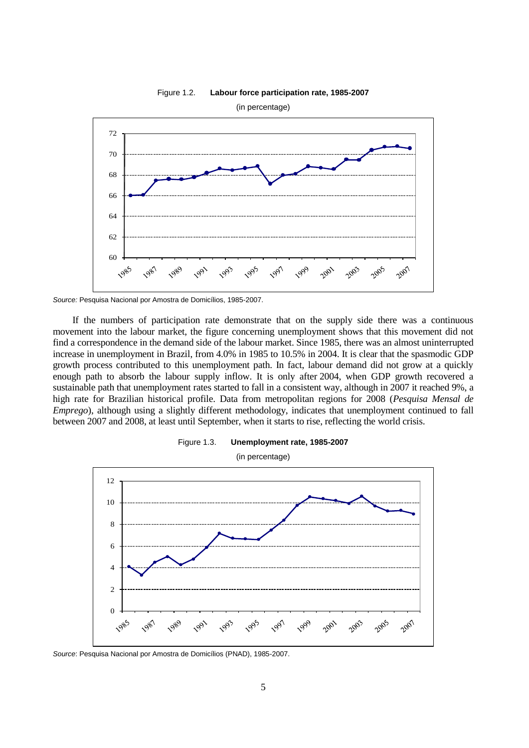Figure 1.2. **Labour force participation rate, 1985-2007**

(in percentage)

*Source:* Pesquisa Nacional por Amostra de Domicílios, 1985-2007.

If the numbers of participation rate demonstrate that on the supply side there was a continuous movement into the labour market, the figure concerning unemployment shows that this movement did not find a correspondence in the demand side of the labour market. Since 1985, there was an almost uninterrupted increase in unemployment in Brazil, from 4.0% in 1985 to 10.5% in 2004. It is clear that the spasmodic GDP growth process contributed to this unemployment path. In fact, labour demand did not grow at a quickly enough path to absorb the labour supply inflow. It is only after 2004, when GDP growth recovered a sustainable path that unemployment rates started to fall in a consistent way, although in 2007 it reached 9%, a high rate for Brazilian historical profile. Data from metropolitan regions for 2008 (*Pesquisa Mensal de Emprego*), although using a slightly different methodology, indicates that unemployment continued to fall between 2007 and 2008, at least until September, when it starts to rise, reflecting the world crisis.

Figure 1.3. **Unemployment rate, 1985-2007**

(in percentage)

*Source*: Pesquisa Nacional por Amostra de Domicílios (PNAD), 1985-2007.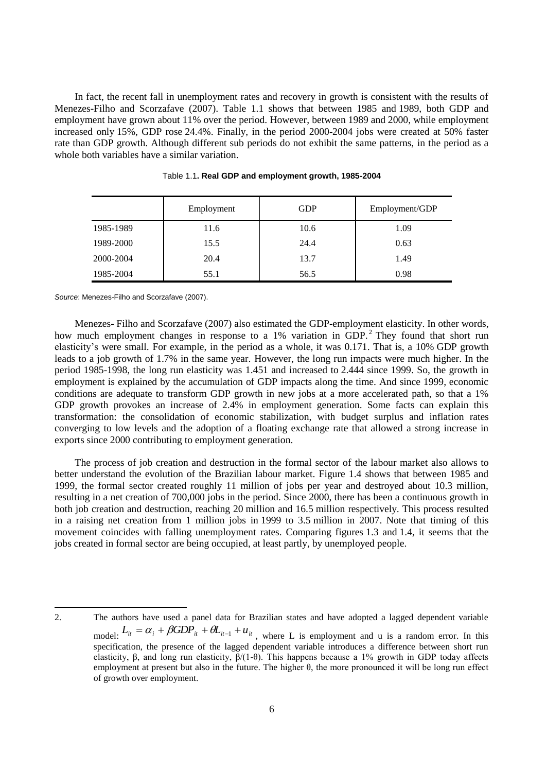In fact, the recent fall in unemployment rates and recovery in growth is consistent with the results of Menezes-Filho and Scorzafave (2007). Table 1.1 shows that between 1985 and 1989, both GDP and employment have grown about 11% over the period. However, between 1989 and 2000, while employment increased only 15%, GDP rose 24.4%. Finally, in the period 2000-2004 jobs were created at 50% faster rate than GDP growth. Although different sub periods do not exhibit the same patterns, in the period as a whole both variables have a similar variation.

Table 1.1. **Real GDP and employment growth, 1985-2004**

| | Employment | GDP | Employment/GDP |
|---|---|---|---|
| 1985-1989 | 11.6 | 10.6 | 1.09 |
| 1989-2000 | 15.5 | 24.4 | 0.63 |
| 2000-2004 | 20.4 | 13.7 | 1.49 |
| 1985-2004 | 55.1 | 56.5 | 0.98 |

*Source*: Menezes-Filho and Scorzafave (2007).

Menezes- Filho and Scorzafave (2007) also estimated the GDP-employment elasticity. In other words, how much employment changes in response to a 1% variation in GDP.[2] They found that short run elasticity's were small. For example, in the period as a whole, it was 0.171. That is, a 10% GDP growth leads to a job growth of 1.7% in the same year. However, the long run impacts were much higher. In the period 1985-1998, the long run elasticity was 1.451 and increased to 2.444 since 1999. So, the growth in employment is explained by the accumulation of GDP impacts along the time. And since 1999, economic conditions are adequate to transform GDP growth in new jobs at a more accelerated path, so that a 1% GDP growth provokes an increase of 2.4% in employment generation. Some facts can explain this transformation: the consolidation of economic stabilization, with budget surplus and inflation rates converging to low levels and the adoption of a floating exchange rate that allowed a strong increase in exports since 2000 contributing to employment generation.

The process of job creation and destruction in the formal sector of the labour market also allows to better understand the evolution of the Brazilian labour market. Figure 1.4 shows that between 1985 and 1999, the formal sector created roughly 11 million of jobs per year and destroyed about 10.3 million, resulting in a net creation of 700,000 jobs in the period. Since 2000, there has been a continuous growth in both job creation and destruction, reaching 20 million and 16.5 million respectively. This process resulted in a raising net creation from 1 million jobs in 1999 to 3.5 million in 2007. Note that timing of this movement coincides with falling unemployment rates. Comparing figures 1.3 and 1.4, it seems that the jobs created in formal sector are being occupied, at least partly, by unemployed people.

---

2. The authors have used a panel data for Brazilian states and have adopted a lagged dependent variable model: $L_{it} = \alpha_i + \beta GDP_{it} + \theta L_{it-1} + u_{it}$, where L is employment and u is a random error. In this specification, the presence of the lagged dependent variable introduces a difference between short run elasticity, $\beta$, and long run elasticity, $\beta/(1-\theta)$. This happens because a 1% growth in GDP today affects employment at present but also in the future. The higher $\theta$, the more pronounced it will be long run effect of growth over employment.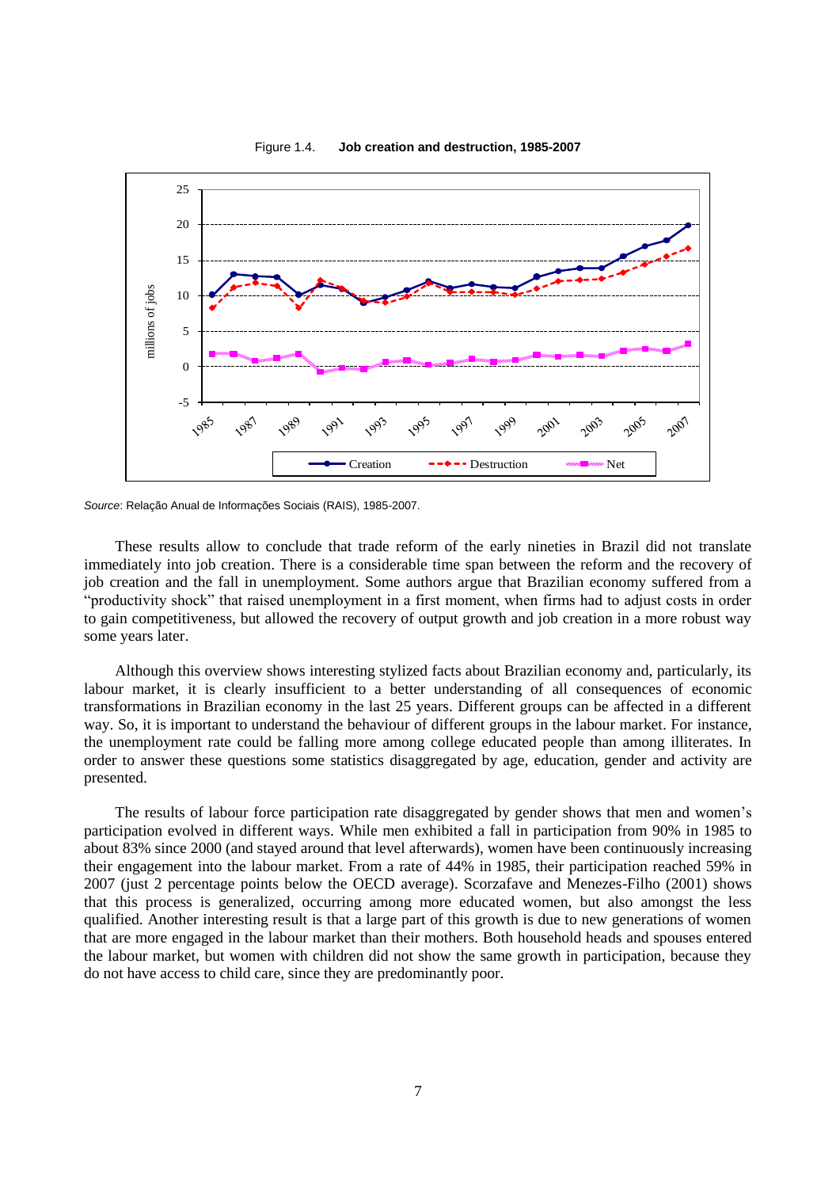Figure 1.4. **Job creation and destruction, 1985-2007**

*Source*: Relação Anual de Informações Sociais (RAIS), 1985-2007.

These results allow to conclude that trade reform of the early nineties in Brazil did not translate immediately into job creation. There is a considerable time span between the reform and the recovery of job creation and the fall in unemployment. Some authors argue that Brazilian economy suffered from a "productivity shock" that raised unemployment in a first moment, when firms had to adjust costs in order to gain competitiveness, but allowed the recovery of output growth and job creation in a more robust way some years later.

Although this overview shows interesting stylized facts about Brazilian economy and, particularly, its labour market, it is clearly insufficient to a better understanding of all consequences of economic transformations in Brazilian economy in the last 25 years. Different groups can be affected in a different way. So, it is important to understand the behaviour of different groups in the labour market. For instance, the unemployment rate could be falling more among college educated people than among illiterates. In order to answer these questions some statistics disaggregated by age, education, gender and activity are presented.

The results of labour force participation rate disaggregated by gender shows that men and women's participation evolved in different ways. While men exhibited a fall in participation from 90% in 1985 to about 83% since 2000 (and stayed around that level afterwards), women have been continuously increasing their engagement into the labour market. From a rate of 44% in 1985, their participation reached 59% in 2007 (just 2 percentage points below the OECD average). Scorzafave and Menezes-Filho (2001) shows that this process is generalized, occurring among more educated women, but also amongst the less qualified. Another interesting result is that a large part of this growth is due to new generations of women that are more engaged in the labour market than their mothers. Both household heads and spouses entered the labour market, but women with children did not show the same growth in participation, because they do not have access to child care, since they are predominantly poor.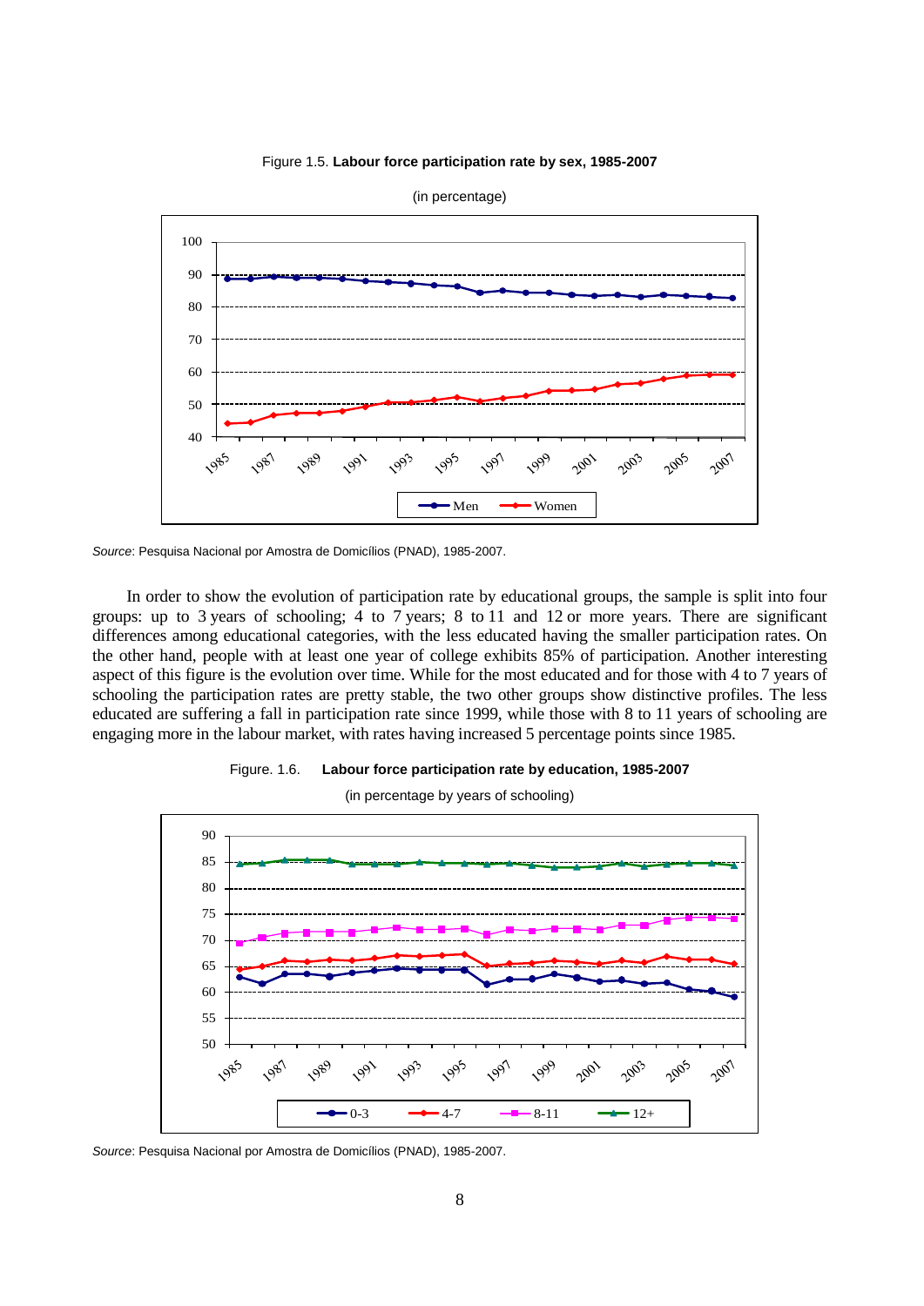Figure 1.5. **Labour force participation rate by sex, 1985-2007**

(in percentage)

*Source*: Pesquisa Nacional por Amostra de Domicílios (PNAD), 1985-2007.

In order to show the evolution of participation rate by educational groups, the sample is split into four groups: up to 3 years of schooling; 4 to 7 years; 8 to 11 and 12 or more years. There are significant differences among educational categories, with the less educated having the smaller participation rates. On the other hand, people with at least one year of college exhibits 85% of participation. Another interesting aspect of this figure is the evolution over time. While for the most educated and for those with 4 to 7 years of schooling the participation rates are pretty stable, the two other groups show distinctive profiles. The less educated are suffering a fall in participation rate since 1999, while those with 8 to 11 years of schooling are engaging more in the labour market, with rates having increased 5 percentage points since 1985.

Figure. 1.6. **Labour force participation rate by education, 1985-2007**

(in percentage by years of schooling)

*Source*: Pesquisa Nacional por Amostra de Domicílios (PNAD), 1985-2007.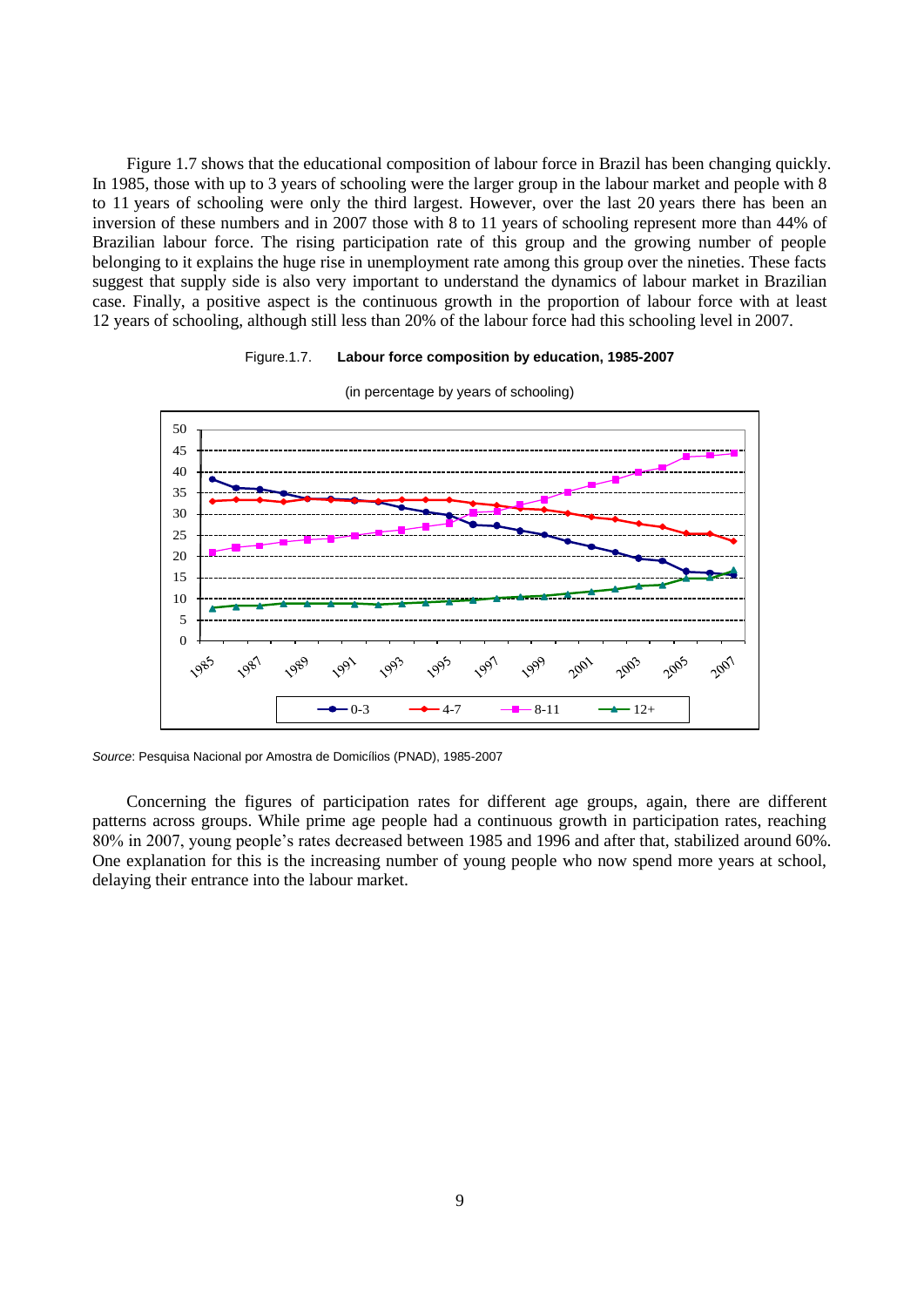Figure 1.7 shows that the educational composition of labour force in Brazil has been changing quickly. In 1985, those with up to 3 years of schooling were the larger group in the labour market and people with 8 to 11 years of schooling were only the third largest. However, over the last 20 years there has been an inversion of these numbers and in 2007 those with 8 to 11 years of schooling represent more than 44% of Brazilian labour force. The rising participation rate of this group and the growing number of people belonging to it explains the huge rise in unemployment rate among this group over the nineties. These facts suggest that supply side is also very important to understand the dynamics of labour market in Brazilian case. Finally, a positive aspect is the continuous growth in the proportion of labour force with at least 12 years of schooling, although still less than 20% of the labour force had this schooling level in 2007.

Figure.1.7. **Labour force composition by education, 1985-2007**

(in percentage by years of schooling)

*Source*: Pesquisa Nacional por Amostra de Domicílios (PNAD), 1985-2007

Concerning the figures of participation rates for different age groups, again, there are different patterns across groups. While prime age people had a continuous growth in participation rates, reaching 80% in 2007, young people's rates decreased between 1985 and 1996 and after that, stabilized around 60%. One explanation for this is the increasing number of young people who now spend more years at school, delaying their entrance into the labour market.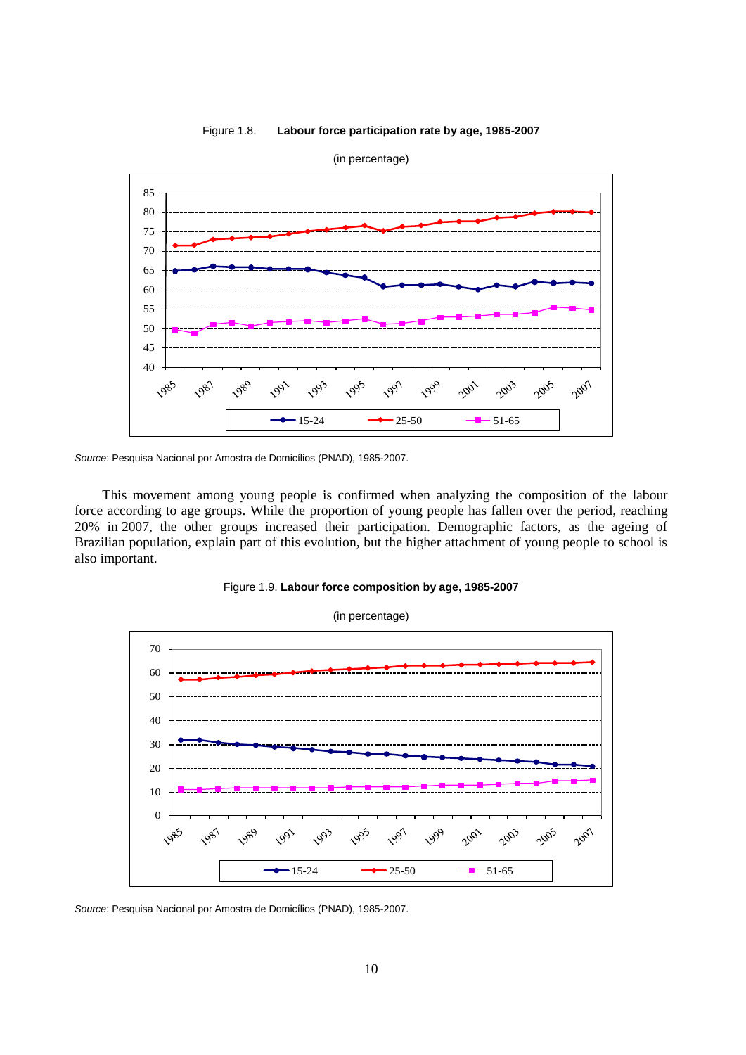Figure 1.8. **Labour force participation rate by age, 1985-2007**

(in percentage)

*Source*: Pesquisa Nacional por Amostra de Domicílios (PNAD), 1985-2007.

This movement among young people is confirmed when analyzing the composition of the labour force according to age groups. While the proportion of young people has fallen over the period, reaching 20% in 2007, the other groups increased their participation. Demographic factors, as the ageing of Brazilian population, explain part of this evolution, but the higher attachment of young people to school is also important.

Figure 1.9. **Labour force composition by age, 1985-2007**

(in percentage)

*Source*: Pesquisa Nacional por Amostra de Domicílios (PNAD), 1985-2007.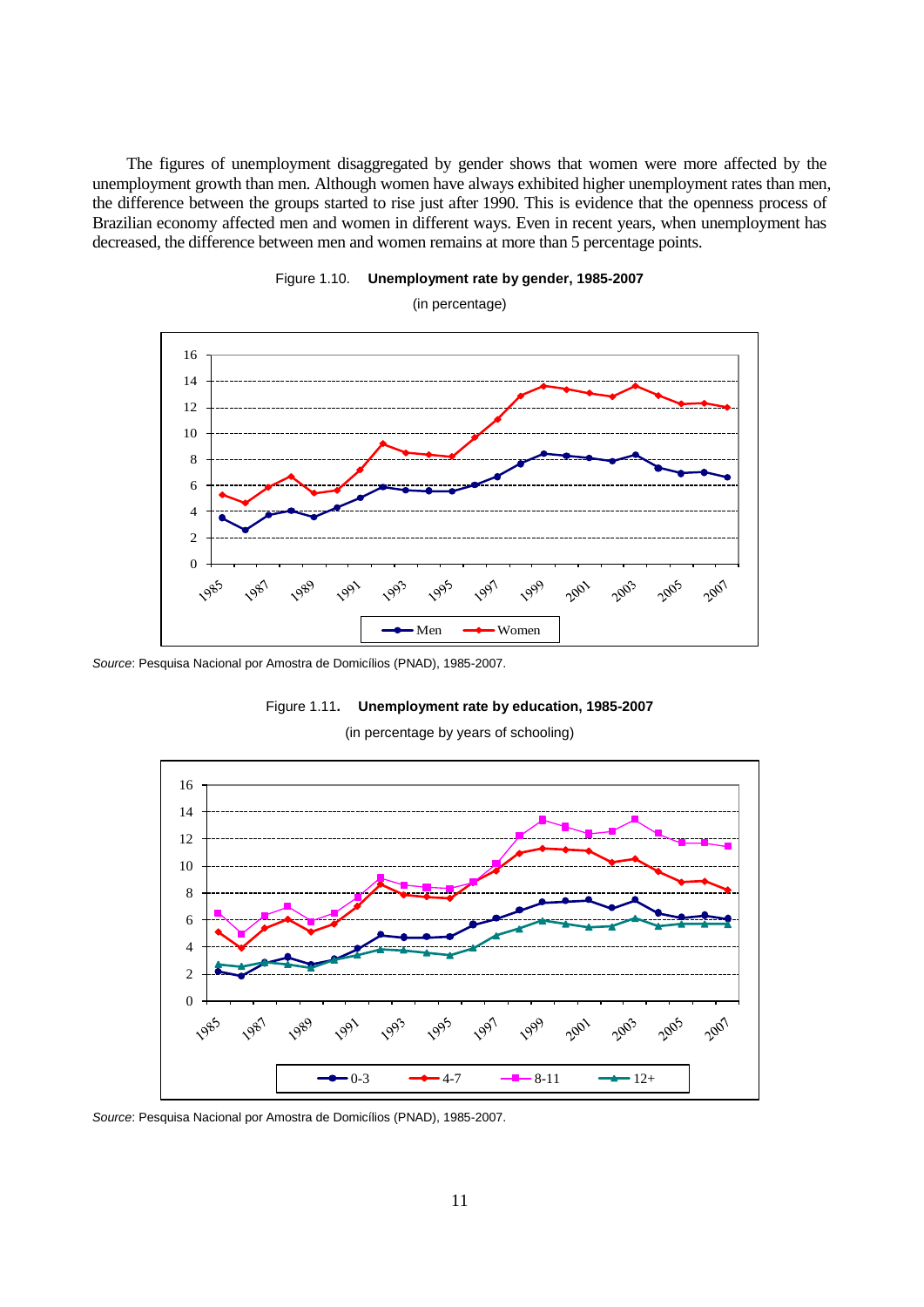The figures of unemployment disaggregated by gender shows that women were more affected by the unemployment growth than men. Although women have always exhibited higher unemployment rates than men, the difference between the groups started to rise just after 1990. This is evidence that the openness process of Brazilian economy affected men and women in different ways. Even in recent years, when unemployment has decreased, the difference between men and women remains at more than 5 percentage points.

Figure 1.10. **Unemployment rate by gender, 1985-2007**

(in percentage)

*Source*: Pesquisa Nacional por Amostra de Domicílios (PNAD), 1985-2007.

Figure 1.11**. Unemployment rate by education, 1985-2007**

(in percentage by years of schooling)

*Source*: Pesquisa Nacional por Amostra de Domicílios (PNAD), 1985-2007.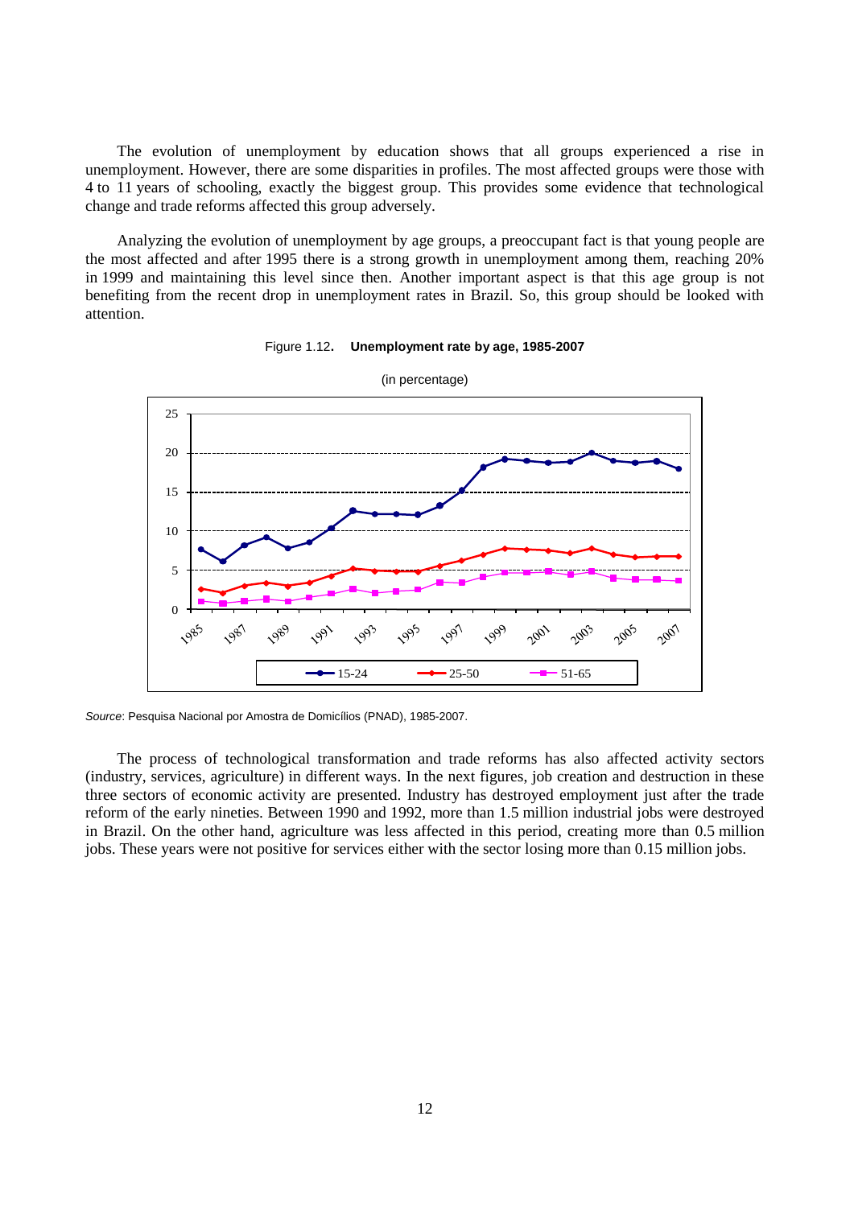The evolution of unemployment by education shows that all groups experienced a rise in unemployment. However, there are some disparities in profiles. The most affected groups were those with 4 to 11 years of schooling, exactly the biggest group. This provides some evidence that technological change and trade reforms affected this group adversely.

Analyzing the evolution of unemployment by age groups, a preoccupant fact is that young people are the most affected and after 1995 there is a strong growth in unemployment among them, reaching 20% in 1999 and maintaining this level since then. Another important aspect is that this age group is not benefiting from the recent drop in unemployment rates in Brazil. So, this group should be looked with attention.

Figure 1.12. **Unemployment rate by age, 1985-2007**

(in percentage)

*Source*: Pesquisa Nacional por Amostra de Domicílios (PNAD), 1985-2007.

The process of technological transformation and trade reforms has also affected activity sectors (industry, services, agriculture) in different ways. In the next figures, job creation and destruction in these three sectors of economic activity are presented. Industry has destroyed employment just after the trade reform of the early nineties. Between 1990 and 1992, more than 1.5 million industrial jobs were destroyed in Brazil. On the other hand, agriculture was less affected in this period, creating more than 0.5 million jobs. These years were not positive for services either with the sector losing more than 0.15 million jobs.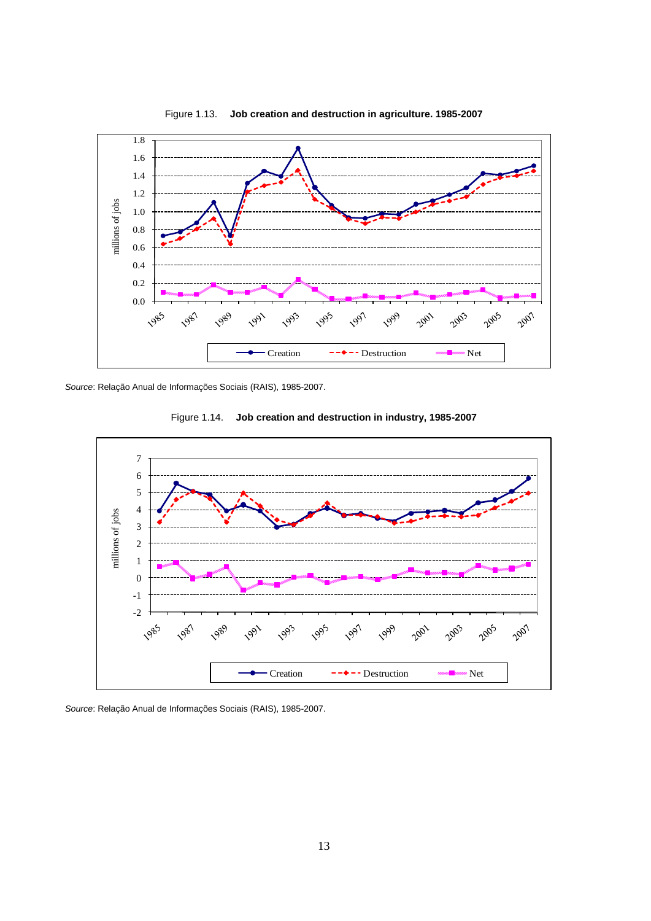Figure 1.13. **Job creation and destruction in agriculture. 1985-2007**

*Source*: Relação Anual de Informações Sociais (RAIS), 1985-2007.

Figure 1.14. **Job creation and destruction in industry, 1985-2007**

*Source*: Relação Anual de Informações Sociais (RAIS), 1985-2007.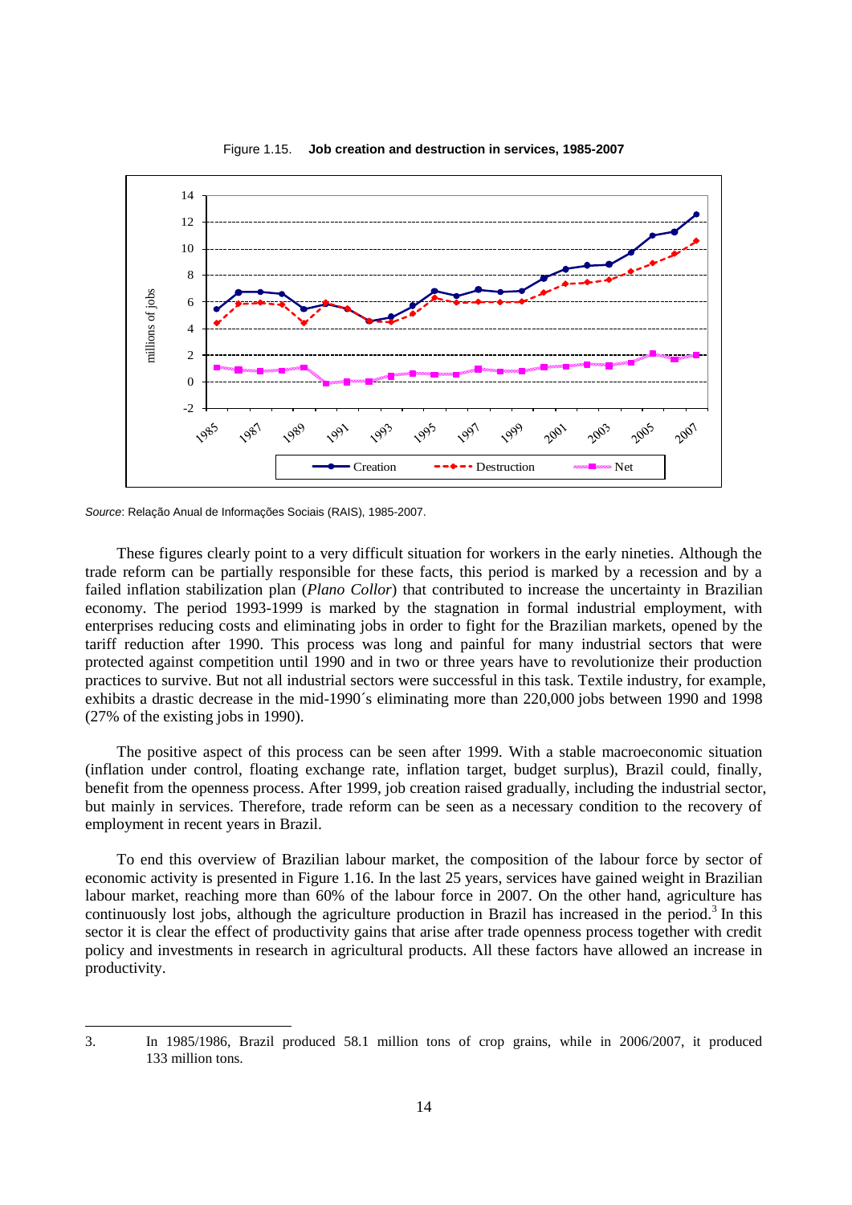Figure 1.15. **Job creation and destruction in services, 1985-2007**

*Source*: Relação Anual de Informações Sociais (RAIS), 1985-2007.

These figures clearly point to a very difficult situation for workers in the early nineties. Although the trade reform can be partially responsible for these facts, this period is marked by a recession and by a failed inflation stabilization plan (*Plano Collor*) that contributed to increase the uncertainty in Brazilian economy. The period 1993-1999 is marked by the stagnation in formal industrial employment, with enterprises reducing costs and eliminating jobs in order to fight for the Brazilian markets, opened by the tariff reduction after 1990. This process was long and painful for many industrial sectors that were protected against competition until 1990 and in two or three years have to revolutionize their production practices to survive. But not all industrial sectors were successful in this task. Textile industry, for example, exhibits a drastic decrease in the mid-1990´s eliminating more than 220,000 jobs between 1990 and 1998 (27% of the existing jobs in 1990).

The positive aspect of this process can be seen after 1999. With a stable macroeconomic situation (inflation under control, floating exchange rate, inflation target, budget surplus), Brazil could, finally, benefit from the openness process. After 1999, job creation raised gradually, including the industrial sector, but mainly in services. Therefore, trade reform can be seen as a necessary condition to the recovery of employment in recent years in Brazil.

To end this overview of Brazilian labour market, the composition of the labour force by sector of economic activity is presented in Figure 1.16. In the last 25 years, services have gained weight in Brazilian labour market, reaching more than 60% of the labour force in 2007. On the other hand, agriculture has continuously lost jobs, although the agriculture production in Brazil has increased in the period.[3] In this sector it is clear the effect of productivity gains that arise after trade openness process together with credit policy and investments in research in agricultural products. All these factors have allowed an increase in productivity.

---

3. In 1985/1986, Brazil produced 58.1 million tons of crop grains, while in 2006/2007, it produced 133 million tons.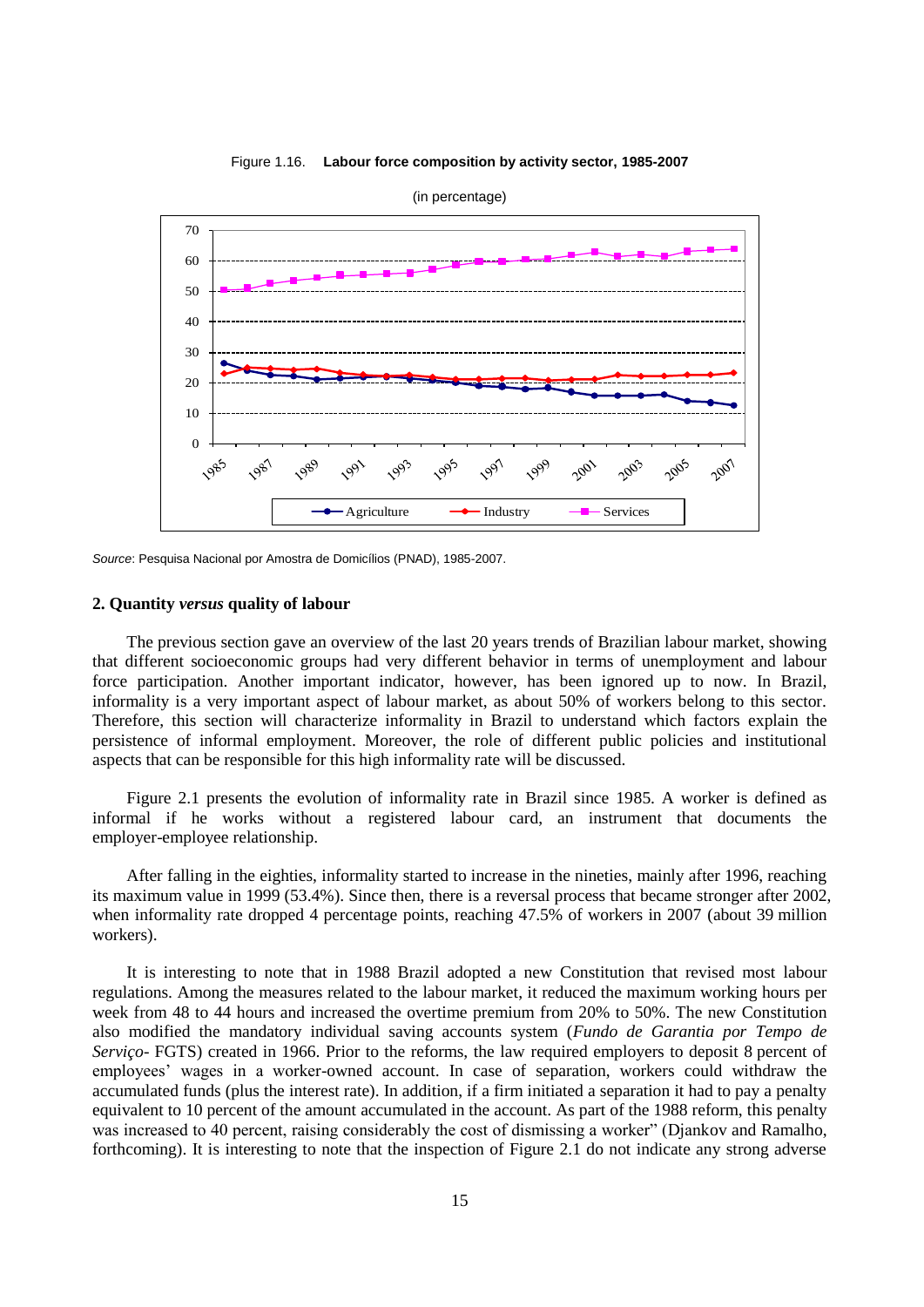Figure 1.16. **Labour force composition by activity sector, 1985-2007**

(in percentage)

*Source*: Pesquisa Nacional por Amostra de Domicílios (PNAD), 1985-2007.

## 2. Quantity *versus* quality of labour

The previous section gave an overview of the last 20 years trends of Brazilian labour market, showing that different socioeconomic groups had very different behavior in terms of unemployment and labour force participation. Another important indicator, however, has been ignored up to now. In Brazil, informality is a very important aspect of labour market, as about 50% of workers belong to this sector. Therefore, this section will characterize informality in Brazil to understand which factors explain the persistence of informal employment. Moreover, the role of different public policies and institutional aspects that can be responsible for this high informality rate will be discussed.

Figure 2.1 presents the evolution of informality rate in Brazil since 1985. A worker is defined as informal if he works without a registered labour card, an instrument that documents the employer-employee relationship.

After falling in the eighties, informality started to increase in the nineties, mainly after 1996, reaching its maximum value in 1999 (53.4%). Since then, there is a reversal process that became stronger after 2002, when informality rate dropped 4 percentage points, reaching 47.5% of workers in 2007 (about 39 million workers).

It is interesting to note that in 1988 Brazil adopted a new Constitution that revised most labour regulations. Among the measures related to the labour market, it reduced the maximum working hours per week from 48 to 44 hours and increased the overtime premium from 20% to 50%. The new Constitution also modified the mandatory individual saving accounts system (*Fundo de Garantia por Tempo de Serviço*- FGTS) created in 1966. Prior to the reforms, the law required employers to deposit 8 percent of employees' wages in a worker-owned account. In case of separation, workers could withdraw the accumulated funds (plus the interest rate). In addition, if a firm initiated a separation it had to pay a penalty equivalent to 10 percent of the amount accumulated in the account. As part of the 1988 reform, this penalty was increased to 40 percent, raising considerably the cost of dismissing a worker" (Djankov and Ramalho, forthcoming). It is interesting to note that the inspection of Figure 2.1 do not indicate any strong adverse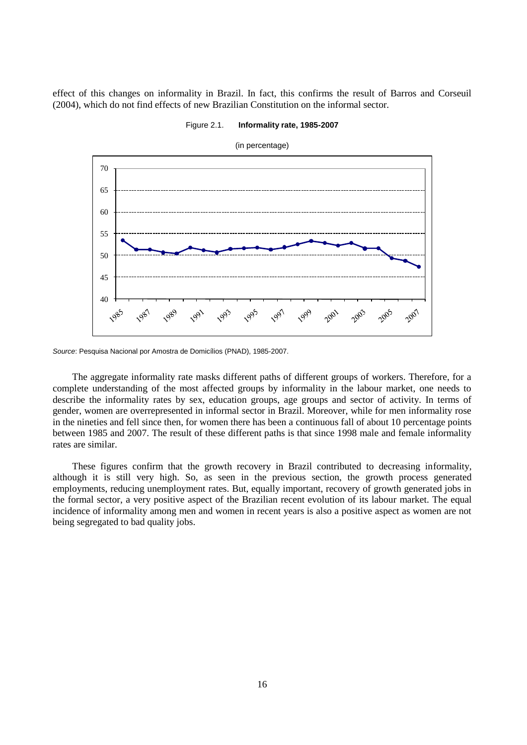effect of this changes on informality in Brazil. In fact, this confirms the result of Barros and Corseuil (2004), which do not find effects of new Brazilian Constitution on the informal sector.

Figure 2.1. **Informality rate, 1985-2007**

(in percentage)

*Source*: Pesquisa Nacional por Amostra de Domicílios (PNAD), 1985-2007.

The aggregate informality rate masks different paths of different groups of workers. Therefore, for a complete understanding of the most affected groups by informality in the labour market, one needs to describe the informality rates by sex, education groups, age groups and sector of activity. In terms of gender, women are overrepresented in informal sector in Brazil. Moreover, while for men informality rose in the nineties and fell since then, for women there has been a continuous fall of about 10 percentage points between 1985 and 2007. The result of these different paths is that since 1998 male and female informality rates are similar.

These figures confirm that the growth recovery in Brazil contributed to decreasing informality, although it is still very high. So, as seen in the previous section, the growth process generated employments, reducing unemployment rates. But, equally important, recovery of growth generated jobs in the formal sector, a very positive aspect of the Brazilian recent evolution of its labour market. The equal incidence of informality among men and women in recent years is also a positive aspect as women are not being segregated to bad quality jobs.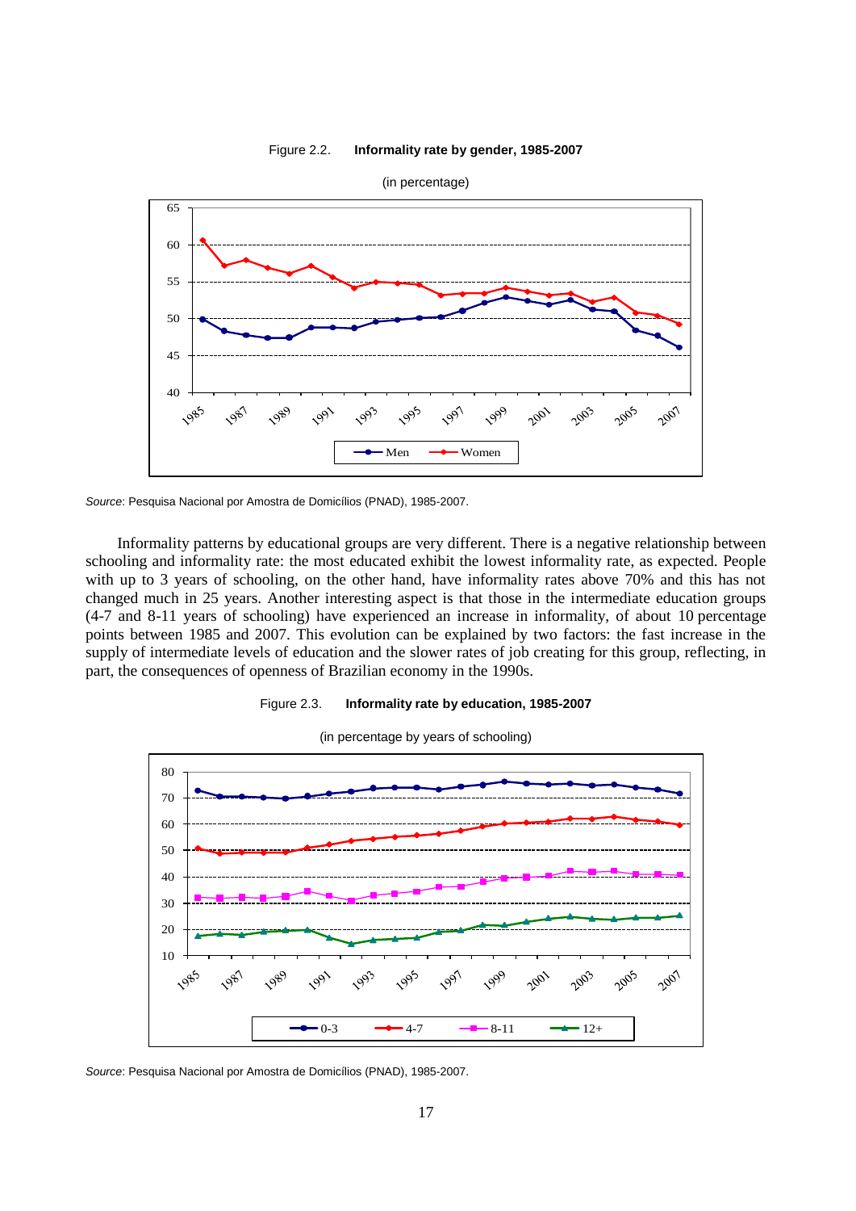Figure 2.2. **Informality rate by gender, 1985-2007**

(in percentage)

*Source*: Pesquisa Nacional por Amostra de Domicílios (PNAD), 1985-2007.

Informality patterns by educational groups are very different. There is a negative relationship between schooling and informality rate: the most educated exhibit the lowest informality rate, as expected. People with up to 3 years of schooling, on the other hand, have informality rates above 70% and this has not changed much in 25 years. Another interesting aspect is that those in the intermediate education groups (4-7 and 8-11 years of schooling) have experienced an increase in informality, of about 10 percentage points between 1985 and 2007. This evolution can be explained by two factors: the fast increase in the supply of intermediate levels of education and the slower rates of job creating for this group, reflecting, in part, the consequences of openness of Brazilian economy in the 1990s.

Figure 2.3. **Informality rate by education, 1985-2007**

(in percentage by years of schooling)

*Source*: Pesquisa Nacional por Amostra de Domicílios (PNAD), 1985-2007.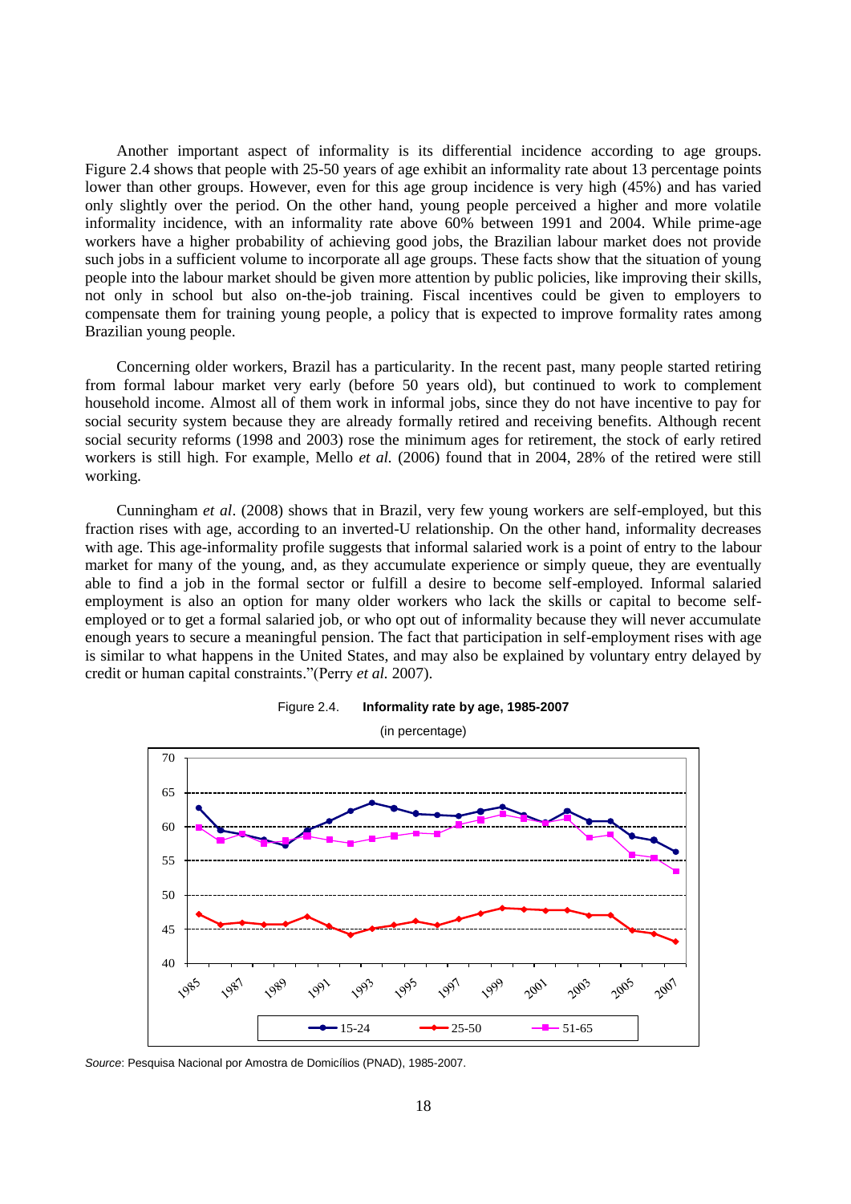Another important aspect of informality is its differential incidence according to age groups. Figure 2.4 shows that people with 25-50 years of age exhibit an informality rate about 13 percentage points lower than other groups. However, even for this age group incidence is very high (45%) and has varied only slightly over the period. On the other hand, young people perceived a higher and more volatile informality incidence, with an informality rate above 60% between 1991 and 2004. While prime-age workers have a higher probability of achieving good jobs, the Brazilian labour market does not provide such jobs in a sufficient volume to incorporate all age groups. These facts show that the situation of young people into the labour market should be given more attention by public policies, like improving their skills, not only in school but also on-the-job training. Fiscal incentives could be given to employers to compensate them for training young people, a policy that is expected to improve formality rates among Brazilian young people.

Concerning older workers, Brazil has a particularity. In the recent past, many people started retiring from formal labour market very early (before 50 years old), but continued to work to complement household income. Almost all of them work in informal jobs, since they do not have incentive to pay for social security system because they are already formally retired and receiving benefits. Although recent social security reforms (1998 and 2003) rose the minimum ages for retirement, the stock of early retired workers is still high. For example, Mello *et al.* (2006) found that in 2004, 28% of the retired were still working.

Cunningham *et al*. (2008) shows that in Brazil, very few young workers are self-employed, but this fraction rises with age, according to an inverted-U relationship. On the other hand, informality decreases with age. This age-informality profile suggests that informal salaried work is a point of entry to the labour market for many of the young, and, as they accumulate experience or simply queue, they are eventually able to find a job in the formal sector or fulfill a desire to become self-employed. Informal salaried employment is also an option for many older workers who lack the skills or capital to become self-employed or to get a formal salaried job, or who opt out of informality because they will never accumulate enough years to secure a meaningful pension. The fact that participation in self-employment rises with age is similar to what happens in the United States, and may also be explained by voluntary entry delayed by credit or human capital constraints."(Perry *et al.* 2007).

Figure 2.4. **Informality rate by age, 1985-2007**

(in percentage)

*Source*: Pesquisa Nacional por Amostra de Domicílios (PNAD), 1985-2007.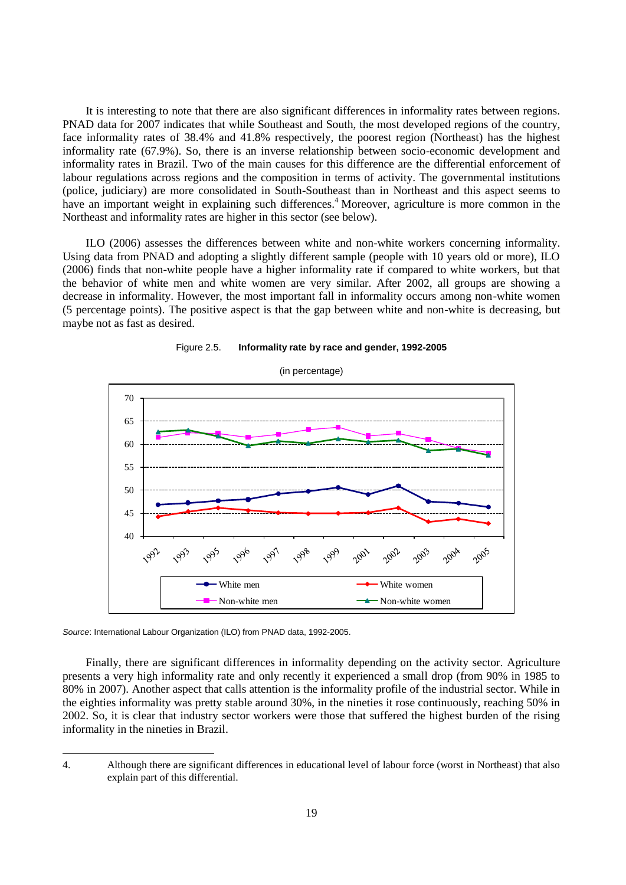It is interesting to note that there are also significant differences in informality rates between regions. PNAD data for 2007 indicates that while Southeast and South, the most developed regions of the country, face informality rates of 38.4% and 41.8% respectively, the poorest region (Northeast) has the highest informality rate (67.9%). So, there is an inverse relationship between socio-economic development and informality rates in Brazil. Two of the main causes for this difference are the differential enforcement of labour regulations across regions and the composition in terms of activity. The governmental institutions (police, judiciary) are more consolidated in South-Southeast than in Northeast and this aspect seems to have an important weight in explaining such differences.[4] Moreover, agriculture is more common in the Northeast and informality rates are higher in this sector (see below).

ILO (2006) assesses the differences between white and non-white workers concerning informality. Using data from PNAD and adopting a slightly different sample (people with 10 years old or more), ILO (2006) finds that non-white people have a higher informality rate if compared to white workers, but that the behavior of white men and white women are very similar. After 2002, all groups are showing a decrease in informality. However, the most important fall in informality occurs among non-white women (5 percentage points). The positive aspect is that the gap between white and non-white is decreasing, but maybe not as fast as desired.

Figure 2.5. **Informality rate by race and gender, 1992-2005**

(in percentage)

*Source*: International Labour Organization (ILO) from PNAD data, 1992-2005.

Finally, there are significant differences in informality depending on the activity sector. Agriculture presents a very high informality rate and only recently it experienced a small drop (from 90% in 1985 to 80% in 2007). Another aspect that calls attention is the informality profile of the industrial sector. While in the eighties informality was pretty stable around 30%, in the nineties it rose continuously, reaching 50% in 2002. So, it is clear that industry sector workers were those that suffered the highest burden of the rising informality in the nineties in Brazil.

---

4. Although there are significant differences in educational level of labour force (worst in Northeast) that also explain part of this differential.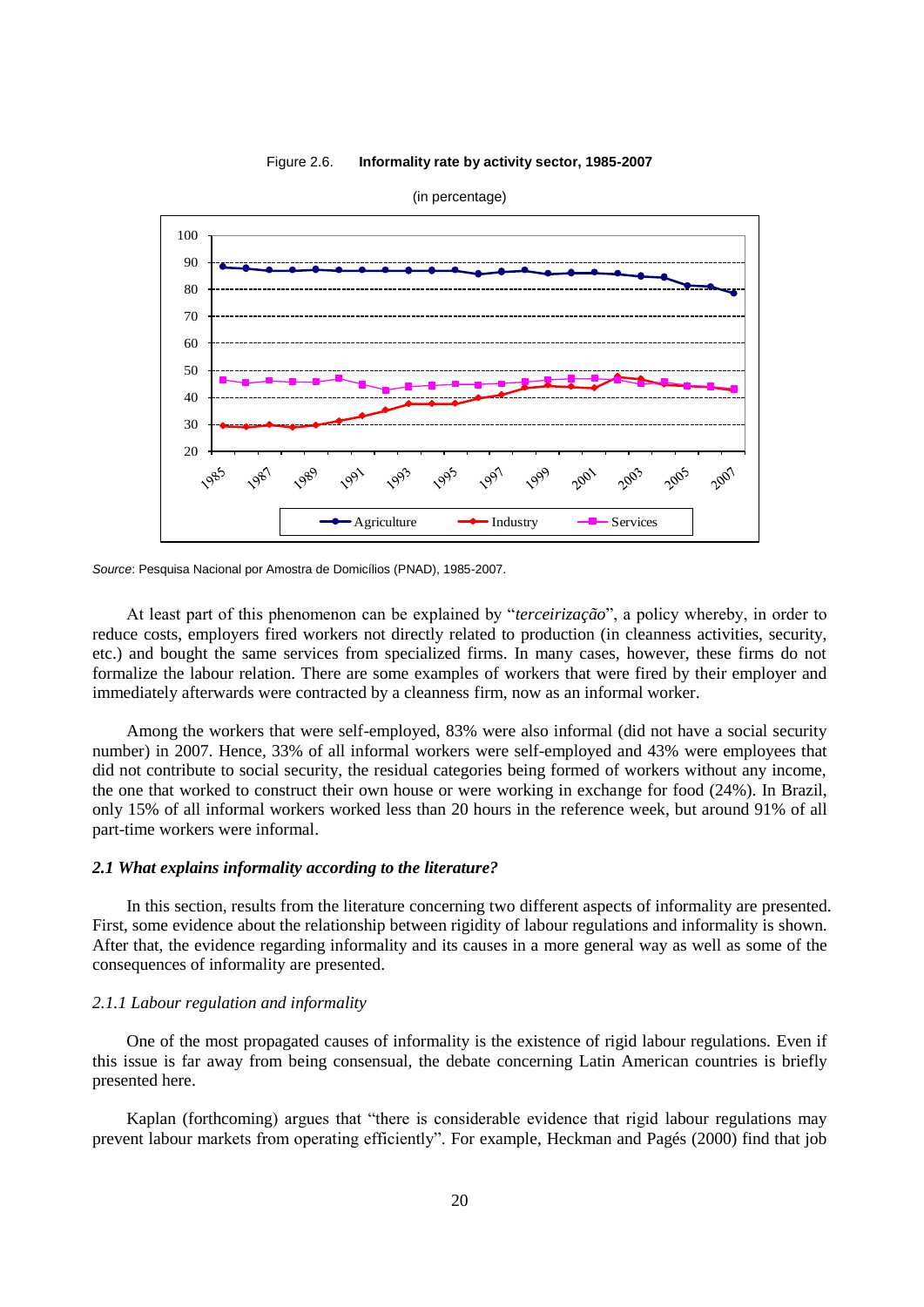Figure 2.6. **Informality rate by activity sector, 1985-2007**

(in percentage)

*Source*: Pesquisa Nacional por Amostra de Domicílios (PNAD), 1985-2007.

At least part of this phenomenon can be explained by "*terceirização*", a policy whereby, in order to reduce costs, employers fired workers not directly related to production (in cleanness activities, security, etc.) and bought the same services from specialized firms. In many cases, however, these firms do not formalize the labour relation. There are some examples of workers that were fired by their employer and immediately afterwards were contracted by a cleanness firm, now as an informal worker.

Among the workers that were self-employed, 83% were also informal (did not have a social security number) in 2007. Hence, 33% of all informal workers were self-employed and 43% were employees that did not contribute to social security, the residual categories being formed of workers without any income, the one that worked to construct their own house or were working in exchange for food (24%). In Brazil, only 15% of all informal workers worked less than 20 hours in the reference week, but around 91% of all part-time workers were informal.

### *2.1 What explains informality according to the literature?*

In this section, results from the literature concerning two different aspects of informality are presented. First, some evidence about the relationship between rigidity of labour regulations and informality is shown. After that, the evidence regarding informality and its causes in a more general way as well as some of the consequences of informality are presented.

#### *2.1.1 Labour regulation and informality*

One of the most propagated causes of informality is the existence of rigid labour regulations. Even if this issue is far away from being consensual, the debate concerning Latin American countries is briefly presented here.

Kaplan (forthcoming) argues that "there is considerable evidence that rigid labour regulations may prevent labour markets from operating efficiently". For example, Heckman and Pagés (2000) find that job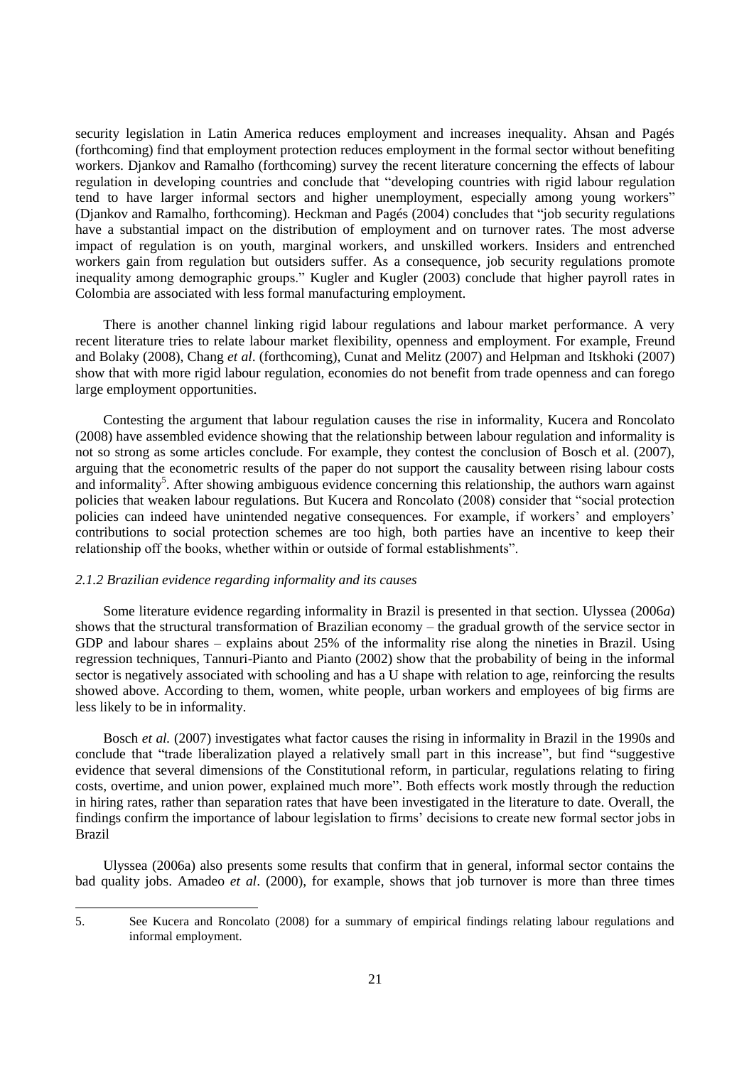security legislation in Latin America reduces employment and increases inequality. Ahsan and Pagés (forthcoming) find that employment protection reduces employment in the formal sector without benefiting workers. Djankov and Ramalho (forthcoming) survey the recent literature concerning the effects of labour regulation in developing countries and conclude that "developing countries with rigid labour regulation tend to have larger informal sectors and higher unemployment, especially among young workers" (Djankov and Ramalho, forthcoming). Heckman and Pagés (2004) concludes that "job security regulations have a substantial impact on the distribution of employment and on turnover rates. The most adverse impact of regulation is on youth, marginal workers, and unskilled workers. Insiders and entrenched workers gain from regulation but outsiders suffer. As a consequence, job security regulations promote inequality among demographic groups." Kugler and Kugler (2003) conclude that higher payroll rates in Colombia are associated with less formal manufacturing employment.

There is another channel linking rigid labour regulations and labour market performance. A very recent literature tries to relate labour market flexibility, openness and employment. For example, Freund and Bolaky (2008), Chang *et al*. (forthcoming), Cunat and Melitz (2007) and Helpman and Itskhoki (2007) show that with more rigid labour regulation, economies do not benefit from trade openness and can forego large employment opportunities.

Contesting the argument that labour regulation causes the rise in informality, Kucera and Roncolato (2008) have assembled evidence showing that the relationship between labour regulation and informality is not so strong as some articles conclude. For example, they contest the conclusion of Bosch et al. (2007), arguing that the econometric results of the paper do not support the causality between rising labour costs and informality[5]. After showing ambiguous evidence concerning this relationship, the authors warn against policies that weaken labour regulations. But Kucera and Roncolato (2008) consider that "social protection policies can indeed have unintended negative consequences. For example, if workers' and employers' contributions to social protection schemes are too high, both parties have an incentive to keep their relationship off the books, whether within or outside of formal establishments".

### *2.1.2 Brazilian evidence regarding informality and its causes*

Some literature evidence regarding informality in Brazil is presented in that section. Ulyssea (2006*a*) shows that the structural transformation of Brazilian economy – the gradual growth of the service sector in GDP and labour shares – explains about 25% of the informality rise along the nineties in Brazil. Using regression techniques, Tannuri-Pianto and Pianto (2002) show that the probability of being in the informal sector is negatively associated with schooling and has a U shape with relation to age, reinforcing the results showed above. According to them, women, white people, urban workers and employees of big firms are less likely to be in informality.

Bosch *et al.* (2007) investigates what factor causes the rising in informality in Brazil in the 1990s and conclude that "trade liberalization played a relatively small part in this increase", but find "suggestive evidence that several dimensions of the Constitutional reform, in particular, regulations relating to firing costs, overtime, and union power, explained much more". Both effects work mostly through the reduction in hiring rates, rather than separation rates that have been investigated in the literature to date. Overall, the findings confirm the importance of labour legislation to firms' decisions to create new formal sector jobs in Brazil

Ulyssea (2006a) also presents some results that confirm that in general, informal sector contains the bad quality jobs. Amadeo *et al*. (2000), for example, shows that job turnover is more than three times

5. See Kucera and Roncolato (2008) for a summary of empirical findings relating labour regulations and informal employment.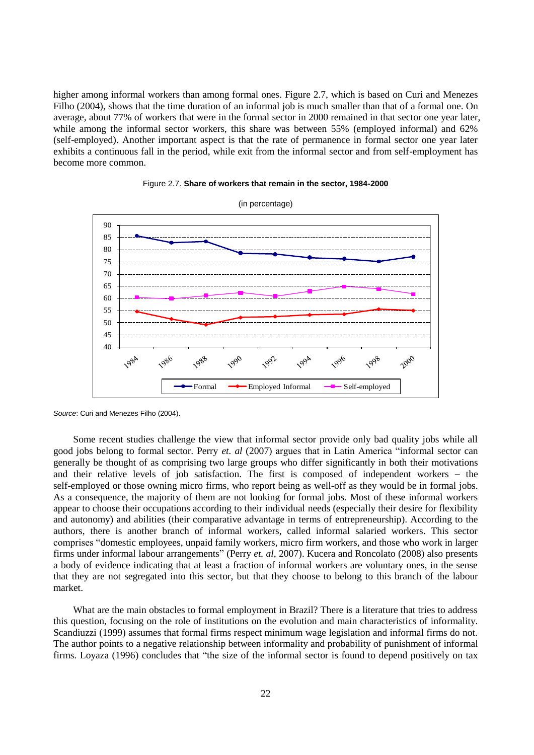higher among informal workers than among formal ones. Figure 2.7, which is based on Curi and Menezes Filho (2004), shows that the time duration of an informal job is much smaller than that of a formal one. On average, about 77% of workers that were in the formal sector in 2000 remained in that sector one year later, while among the informal sector workers, this share was between 55% (employed informal) and 62% (self-employed). Another important aspect is that the rate of permanence in formal sector one year later exhibits a continuous fall in the period, while exit from the informal sector and from self-employment has become more common.

Figure 2.7. **Share of workers that remain in the sector, 1984-2000**

(in percentage)

*Source*: Curi and Menezes Filho (2004).

Some recent studies challenge the view that informal sector provide only bad quality jobs while all good jobs belong to formal sector. Perry *et. al* (2007) argues that in Latin America "informal sector can generally be thought of as comprising two large groups who differ significantly in both their motivations and their relative levels of job satisfaction. The first is composed of independent workers – the self-employed or those owning micro firms, who report being as well-off as they would be in formal jobs. As a consequence, the majority of them are not looking for formal jobs. Most of these informal workers appear to choose their occupations according to their individual needs (especially their desire for flexibility and autonomy) and abilities (their comparative advantage in terms of entrepreneurship). According to the authors, there is another branch of informal workers, called informal salaried workers. This sector comprises "domestic employees, unpaid family workers, micro firm workers, and those who work in larger firms under informal labour arrangements" (Perry *et. al*, 2007). Kucera and Roncolato (2008) also presents a body of evidence indicating that at least a fraction of informal workers are voluntary ones, in the sense that they are not segregated into this sector, but that they choose to belong to this branch of the labour market.

What are the main obstacles to formal employment in Brazil? There is a literature that tries to address this question, focusing on the role of institutions on the evolution and main characteristics of informality. Scandiuzzi (1999) assumes that formal firms respect minimum wage legislation and informal firms do not. The author points to a negative relationship between informality and probability of punishment of informal firms. Loyaza (1996) concludes that "the size of the informal sector is found to depend positively on tax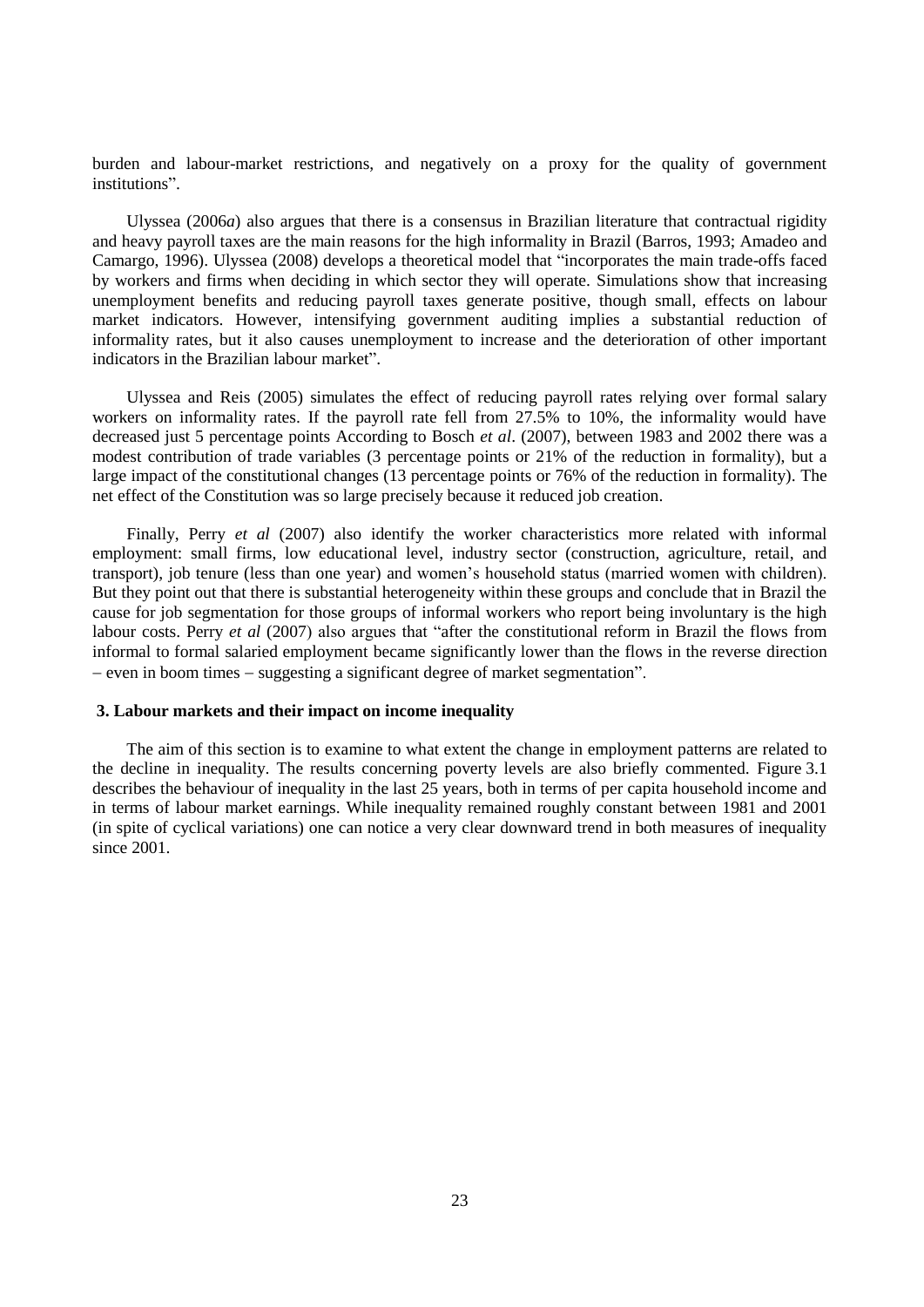burden and labour-market restrictions, and negatively on a proxy for the quality of government institutions".

Ulyssea (2006*a*) also argues that there is a consensus in Brazilian literature that contractual rigidity and heavy payroll taxes are the main reasons for the high informality in Brazil (Barros, 1993; Amadeo and Camargo, 1996). Ulyssea (2008) develops a theoretical model that "incorporates the main trade-offs faced by workers and firms when deciding in which sector they will operate. Simulations show that increasing unemployment benefits and reducing payroll taxes generate positive, though small, effects on labour market indicators. However, intensifying government auditing implies a substantial reduction of informality rates, but it also causes unemployment to increase and the deterioration of other important indicators in the Brazilian labour market".

Ulyssea and Reis (2005) simulates the effect of reducing payroll rates relying over formal salary workers on informality rates. If the payroll rate fell from 27.5% to 10%, the informality would have decreased just 5 percentage points According to Bosch *et al*. (2007), between 1983 and 2002 there was a modest contribution of trade variables (3 percentage points or 21% of the reduction in formality), but a large impact of the constitutional changes (13 percentage points or 76% of the reduction in formality). The net effect of the Constitution was so large precisely because it reduced job creation.

Finally, Perry *et al* (2007) also identify the worker characteristics more related with informal employment: small firms, low educational level, industry sector (construction, agriculture, retail, and transport), job tenure (less than one year) and women's household status (married women with children). But they point out that there is substantial heterogeneity within these groups and conclude that in Brazil the cause for job segmentation for those groups of informal workers who report being involuntary is the high labour costs. Perry *et al* (2007) also argues that "after the constitutional reform in Brazil the flows from informal to formal salaried employment became significantly lower than the flows in the reverse direction – even in boom times – suggesting a significant degree of market segmentation".

## 3. Labour markets and their impact on income inequality

The aim of this section is to examine to what extent the change in employment patterns are related to the decline in inequality. The results concerning poverty levels are also briefly commented. Figure 3.1 describes the behaviour of inequality in the last 25 years, both in terms of per capita household income and in terms of labour market earnings. While inequality remained roughly constant between 1981 and 2001 (in spite of cyclical variations) one can notice a very clear downward trend in both measures of inequality since 2001.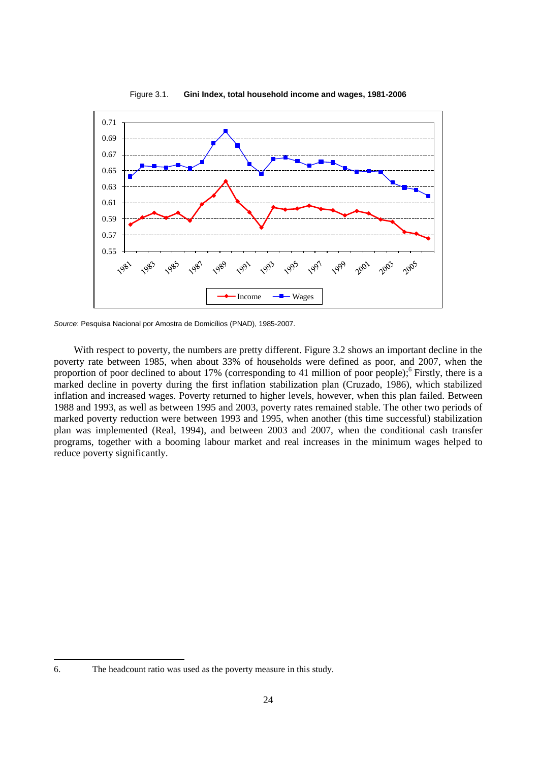Figure 3.1. **Gini Index, total household income and wages, 1981-2006**

*Source*: Pesquisa Nacional por Amostra de Domicílios (PNAD), 1985-2007.

With respect to poverty, the numbers are pretty different. Figure 3.2 shows an important decline in the poverty rate between 1985, when about 33% of households were defined as poor, and 2007, when the proportion of poor declined to about 17% (corresponding to 41 million of poor people);[6] Firstly, there is a marked decline in poverty during the first inflation stabilization plan (Cruzado, 1986), which stabilized inflation and increased wages. Poverty returned to higher levels, however, when this plan failed. Between 1988 and 1993, as well as between 1995 and 2003, poverty rates remained stable. The other two periods of marked poverty reduction were between 1993 and 1995, when another (this time successful) stabilization plan was implemented (Real, 1994), and between 2003 and 2007, when the conditional cash transfer programs, together with a booming labour market and real increases in the minimum wages helped to reduce poverty significantly.

6. The headcount ratio was used as the poverty measure in this study.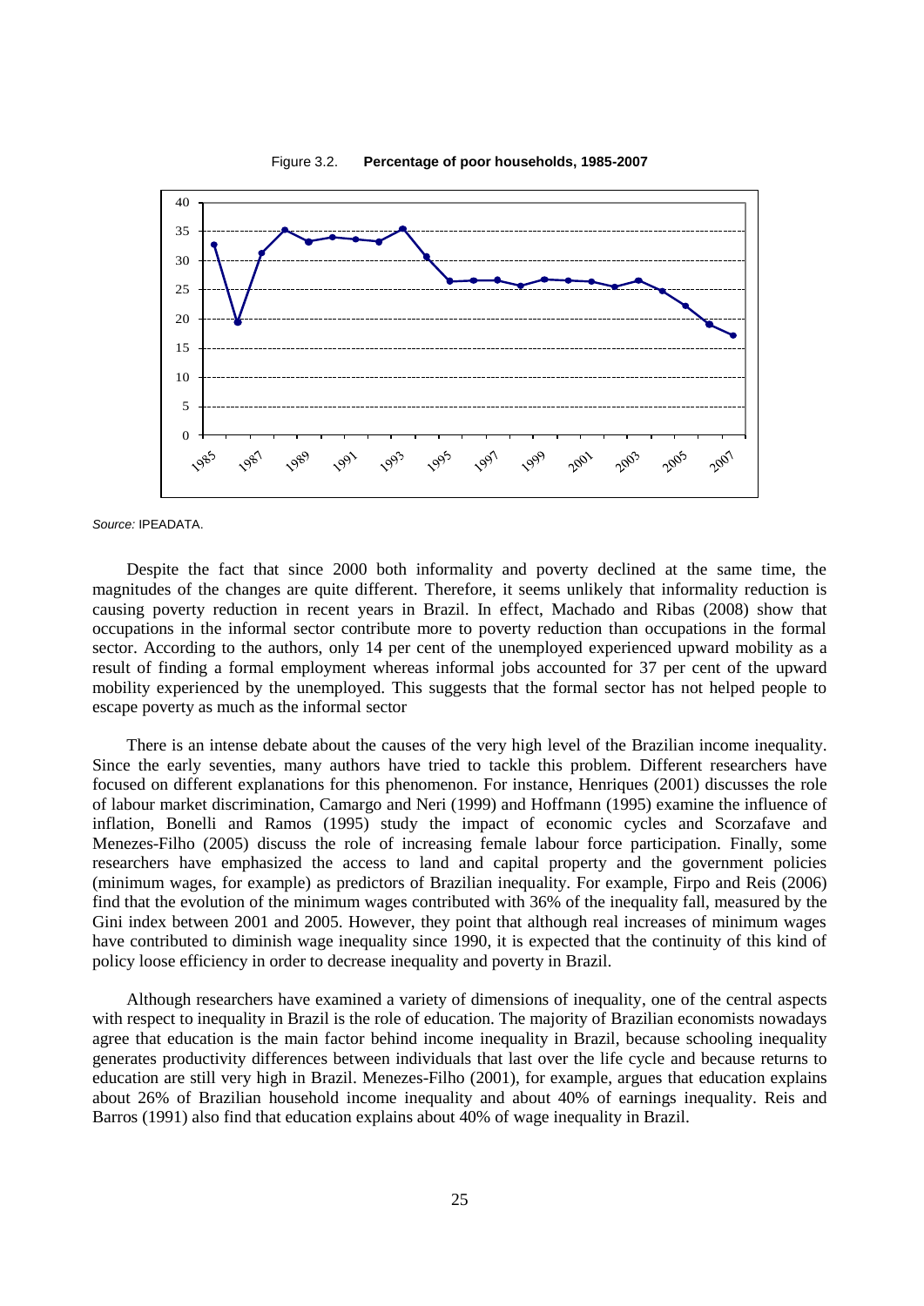Figure 3.2. **Percentage of poor households, 1985-2007**

*Source:* IPEADATA.

Despite the fact that since 2000 both informality and poverty declined at the same time, the magnitudes of the changes are quite different. Therefore, it seems unlikely that informality reduction is causing poverty reduction in recent years in Brazil. In effect, Machado and Ribas (2008) show that occupations in the informal sector contribute more to poverty reduction than occupations in the formal sector. According to the authors, only 14 per cent of the unemployed experienced upward mobility as a result of finding a formal employment whereas informal jobs accounted for 37 per cent of the upward mobility experienced by the unemployed. This suggests that the formal sector has not helped people to escape poverty as much as the informal sector

There is an intense debate about the causes of the very high level of the Brazilian income inequality. Since the early seventies, many authors have tried to tackle this problem. Different researchers have focused on different explanations for this phenomenon. For instance, Henriques (2001) discusses the role of labour market discrimination, Camargo and Neri (1999) and Hoffmann (1995) examine the influence of inflation, Bonelli and Ramos (1995) study the impact of economic cycles and Scorzafave and Menezes-Filho (2005) discuss the role of increasing female labour force participation. Finally, some researchers have emphasized the access to land and capital property and the government policies (minimum wages, for example) as predictors of Brazilian inequality. For example, Firpo and Reis (2006) find that the evolution of the minimum wages contributed with 36% of the inequality fall, measured by the Gini index between 2001 and 2005. However, they point that although real increases of minimum wages have contributed to diminish wage inequality since 1990, it is expected that the continuity of this kind of policy loose efficiency in order to decrease inequality and poverty in Brazil.

Although researchers have examined a variety of dimensions of inequality, one of the central aspects with respect to inequality in Brazil is the role of education. The majority of Brazilian economists nowadays agree that education is the main factor behind income inequality in Brazil, because schooling inequality generates productivity differences between individuals that last over the life cycle and because returns to education are still very high in Brazil. Menezes-Filho (2001), for example, argues that education explains about 26% of Brazilian household income inequality and about 40% of earnings inequality. Reis and Barros (1991) also find that education explains about 40% of wage inequality in Brazil.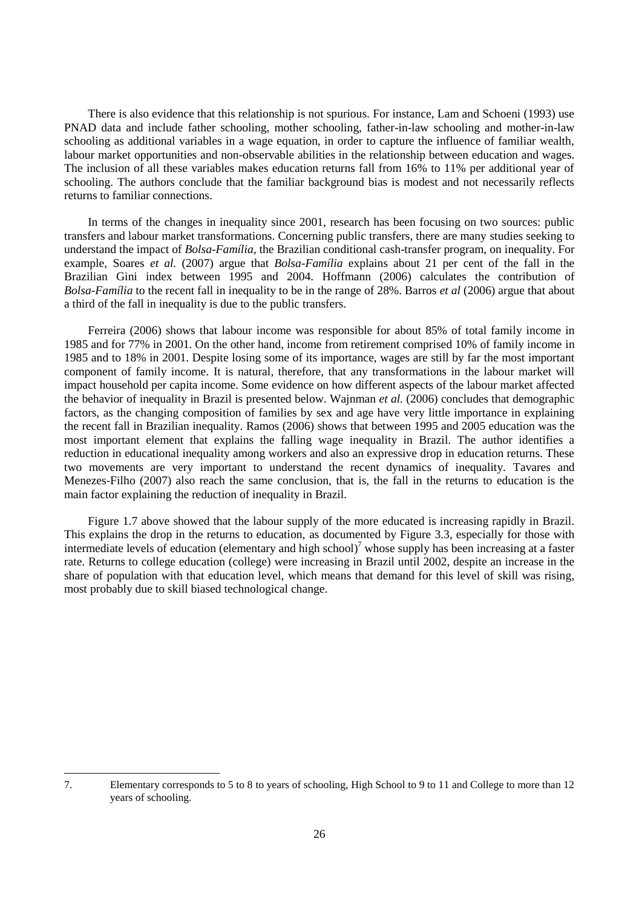There is also evidence that this relationship is not spurious. For instance, Lam and Schoeni (1993) use PNAD data and include father schooling, mother schooling, father-in-law schooling and mother-in-law schooling as additional variables in a wage equation, in order to capture the influence of familiar wealth, labour market opportunities and non-observable abilities in the relationship between education and wages. The inclusion of all these variables makes education returns fall from 16% to 11% per additional year of schooling. The authors conclude that the familiar background bias is modest and not necessarily reflects returns to familiar connections.

In terms of the changes in inequality since 2001, research has been focusing on two sources: public transfers and labour market transformations. Concerning public transfers, there are many studies seeking to understand the impact of *Bolsa-Família*, the Brazilian conditional cash-transfer program, on inequality. For example, Soares *et al.* (2007) argue that *Bolsa-Família* explains about 21 per cent of the fall in the Brazilian Gini index between 1995 and 2004. Hoffmann (2006) calculates the contribution of *Bolsa-Família* to the recent fall in inequality to be in the range of 28%. Barros *et al* (2006) argue that about a third of the fall in inequality is due to the public transfers.

Ferreira (2006) shows that labour income was responsible for about 85% of total family income in 1985 and for 77% in 2001. On the other hand, income from retirement comprised 10% of family income in 1985 and to 18% in 2001. Despite losing some of its importance, wages are still by far the most important component of family income. It is natural, therefore, that any transformations in the labour market will impact household per capita income. Some evidence on how different aspects of the labour market affected the behavior of inequality in Brazil is presented below. Wajnman *et al.* (2006) concludes that demographic factors, as the changing composition of families by sex and age have very little importance in explaining the recent fall in Brazilian inequality. Ramos (2006) shows that between 1995 and 2005 education was the most important element that explains the falling wage inequality in Brazil. The author identifies a reduction in educational inequality among workers and also an expressive drop in education returns. These two movements are very important to understand the recent dynamics of inequality. Tavares and Menezes-Filho (2007) also reach the same conclusion, that is, the fall in the returns to education is the main factor explaining the reduction of inequality in Brazil.

Figure 1.7 above showed that the labour supply of the more educated is increasing rapidly in Brazil. This explains the drop in the returns to education, as documented by Figure 3.3, especially for those with intermediate levels of education (elementary and high school)[7] whose supply has been increasing at a faster rate. Returns to college education (college) were increasing in Brazil until 2002, despite an increase in the share of population with that education level, which means that demand for this level of skill was rising, most probably due to skill biased technological change.

---

7. Elementary corresponds to 5 to 8 to years of schooling, High School to 9 to 11 and College to more than 12 years of schooling.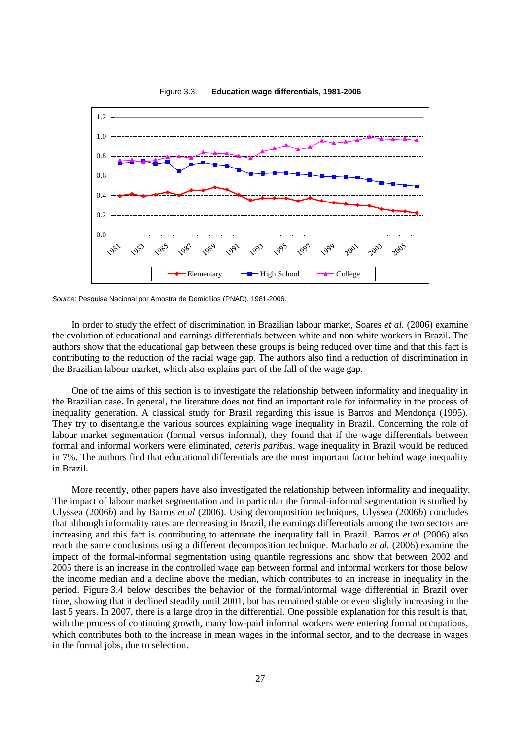Figure 3.3. **Education wage differentials, 1981-2006**

*Source*: Pesquisa Nacional por Amostra de Domicílios (PNAD), 1981-2006.

In order to study the effect of discrimination in Brazilian labour market, Soares *et al.* (2006) examine the evolution of educational and earnings differentials between white and non-white workers in Brazil. The authors show that the educational gap between these groups is being reduced over time and that this fact is contributing to the reduction of the racial wage gap. The authors also find a reduction of discrimination in the Brazilian labour market, which also explains part of the fall of the wage gap.

One of the aims of this section is to investigate the relationship between informality and inequality in the Brazilian case. In general, the literature does not find an important role for informality in the process of inequality generation. A classical study for Brazil regarding this issue is Barros and Mendonça (1995). They try to disentangle the various sources explaining wage inequality in Brazil. Concerning the role of labour market segmentation (formal versus informal), they found that if the wage differentials between formal and informal workers were eliminated, *ceteris paribus*, wage inequality in Brazil would be reduced in 7%. The authors find that educational differentials are the most important factor behind wage inequality in Brazil.

More recently, other papers have also investigated the relationship between informality and inequality. The impact of labour market segmentation and in particular the formal-informal segmentation is studied by Ulyssea (2006*b*) and by Barros *et al* (2006). Using decomposition techniques, Ulyssea (2006*b*) concludes that although informality rates are decreasing in Brazil, the earnings differentials among the two sectors are increasing and this fact is contributing to attenuate the inequality fall in Brazil. Barros *et al* (2006) also reach the same conclusions using a different decomposition technique. Machado *et al.* (2006) examine the impact of the formal-informal segmentation using quantile regressions and show that between 2002 and 2005 there is an increase in the controlled wage gap between formal and informal workers for those below the income median and a decline above the median, which contributes to an increase in inequality in the period. Figure 3.4 below describes the behavior of the formal/informal wage differential in Brazil over time, showing that it declined steadily until 2001, but has remained stable or even slightly increasing in the last 5 years. In 2007, there is a large drop in the differential. One possible explanation for this result is that, with the process of continuing growth, many low-paid informal workers were entering formal occupations, which contributes both to the increase in mean wages in the informal sector, and to the decrease in wages in the formal jobs, due to selection.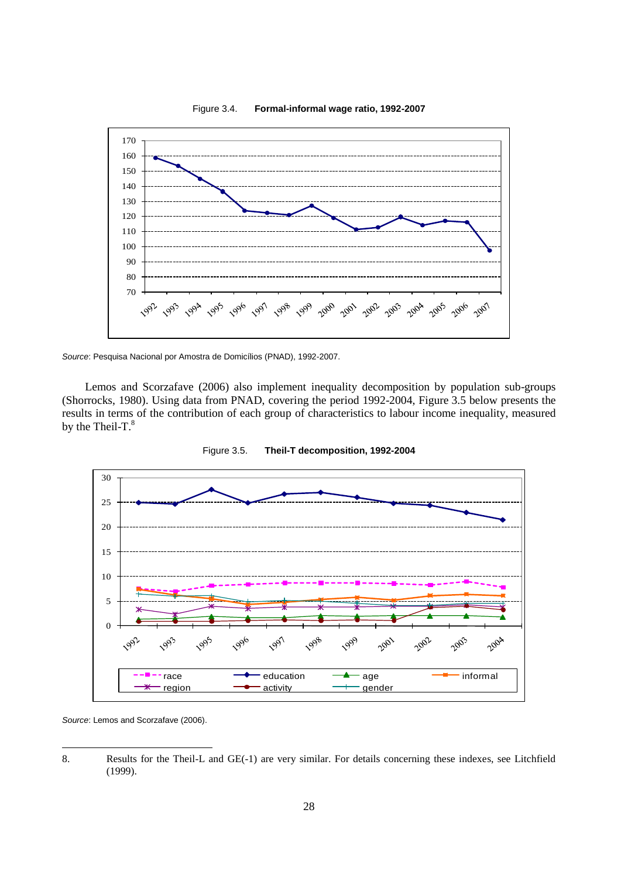Figure 3.4. **Formal-informal wage ratio, 1992-2007**

*Source*: Pesquisa Nacional por Amostra de Domicílios (PNAD), 1992-2007.

Lemos and Scorzafave (2006) also implement inequality decomposition by population sub-groups (Shorrocks, 1980). Using data from PNAD, covering the period 1992-2004, Figure 3.5 below presents the results in terms of the contribution of each group of characteristics to labour income inequality, measured by the Theil-T.[8]

Figure 3.5. **Theil-T decomposition, 1992-2004**

*Source*: Lemos and Scorzafave (2006).

---

8. Results for the Theil-L and GE(-1) are very similar. For details concerning these indexes, see Litchfield (1999).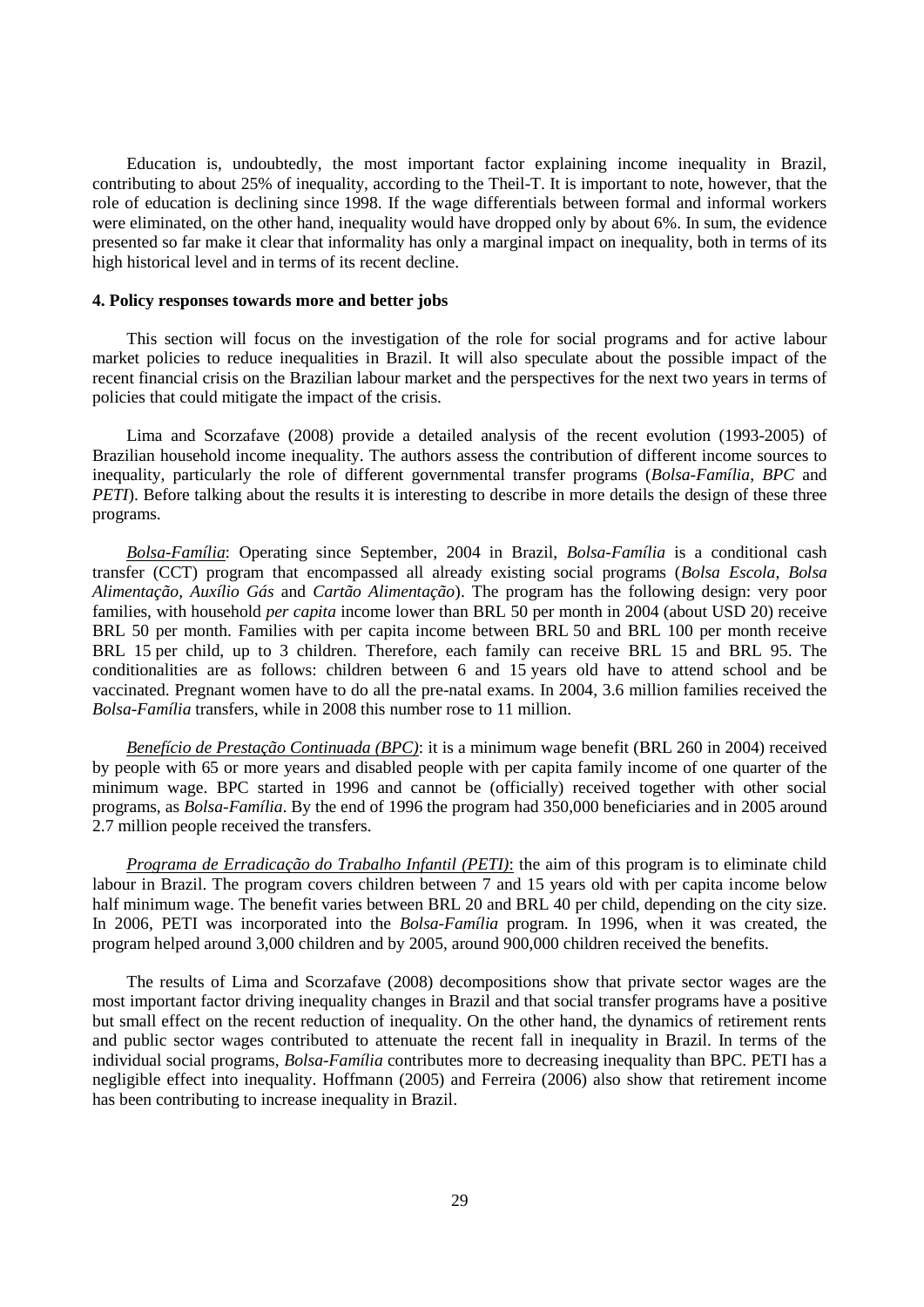Education is, undoubtedly, the most important factor explaining income inequality in Brazil, contributing to about 25% of inequality, according to the Theil-T. It is important to note, however, that the role of education is declining since 1998. If the wage differentials between formal and informal workers were eliminated, on the other hand, inequality would have dropped only by about 6%. In sum, the evidence presented so far make it clear that informality has only a marginal impact on inequality, both in terms of its high historical level and in terms of its recent decline.

#### 4. Policy responses towards more and better jobs

This section will focus on the investigation of the role for social programs and for active labour market policies to reduce inequalities in Brazil. It will also speculate about the possible impact of the recent financial crisis on the Brazilian labour market and the perspectives for the next two years in terms of policies that could mitigate the impact of the crisis.

Lima and Scorzafave (2008) provide a detailed analysis of the recent evolution (1993-2005) of Brazilian household income inequality. The authors assess the contribution of different income sources to inequality, particularly the role of different governmental transfer programs (*Bolsa-Família*, *BPC* and *PETI*). Before talking about the results it is interesting to describe in more details the design of these three programs.

*Bolsa-Família*: Operating since September, 2004 in Brazil, *Bolsa-Família* is a conditional cash transfer (CCT) program that encompassed all already existing social programs (*Bolsa Escola*, *Bolsa Alimentação*, *Auxílio Gás* and *Cartão Alimentação*). The program has the following design: very poor families, with household *per capita* income lower than BRL 50 per month in 2004 (about USD 20) receive BRL 50 per month. Families with per capita income between BRL 50 and BRL 100 per month receive BRL 15 per child, up to 3 children. Therefore, each family can receive BRL 15 and BRL 95. The conditionalities are as follows: children between 6 and 15 years old have to attend school and be vaccinated. Pregnant women have to do all the pre-natal exams. In 2004, 3.6 million families received the *Bolsa-Família* transfers, while in 2008 this number rose to 11 million.

*Benefício de Prestação Continuada (BPC)*: it is a minimum wage benefit (BRL 260 in 2004) received by people with 65 or more years and disabled people with per capita family income of one quarter of the minimum wage. BPC started in 1996 and cannot be (officially) received together with other social programs, as *Bolsa-Família*. By the end of 1996 the program had 350,000 beneficiaries and in 2005 around 2.7 million people received the transfers.

*Programa de Erradicação do Trabalho Infantil (PETI)*: the aim of this program is to eliminate child labour in Brazil. The program covers children between 7 and 15 years old with per capita income below half minimum wage. The benefit varies between BRL 20 and BRL 40 per child, depending on the city size. In 2006, PETI was incorporated into the *Bolsa-Família* program. In 1996, when it was created, the program helped around 3,000 children and by 2005, around 900,000 children received the benefits.

The results of Lima and Scorzafave (2008) decompositions show that private sector wages are the most important factor driving inequality changes in Brazil and that social transfer programs have a positive but small effect on the recent reduction of inequality. On the other hand, the dynamics of retirement rents and public sector wages contributed to attenuate the recent fall in inequality in Brazil. In terms of the individual social programs, *Bolsa-Família* contributes more to decreasing inequality than BPC. PETI has a negligible effect into inequality. Hoffmann (2005) and Ferreira (2006) also show that retirement income has been contributing to increase inequality in Brazil.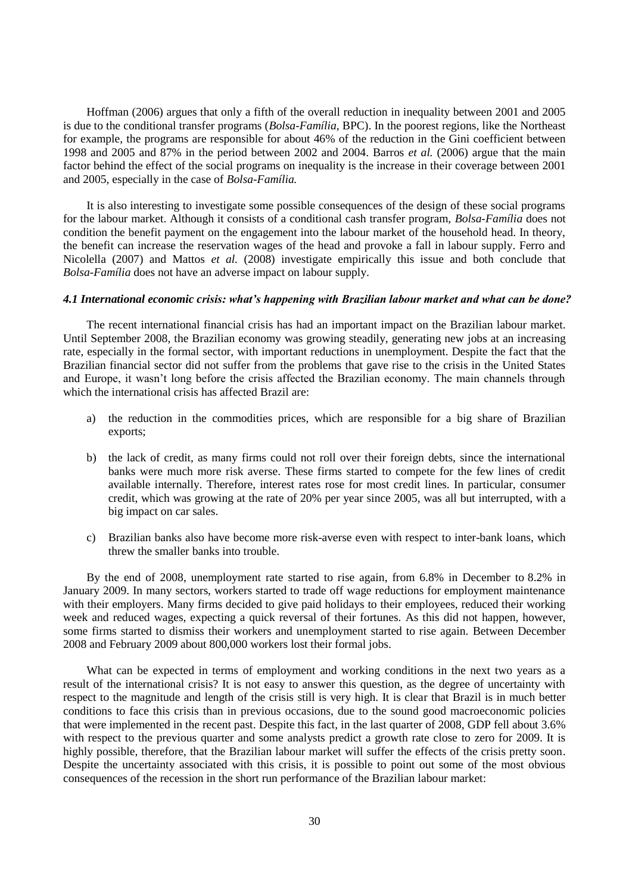Hoffman (2006) argues that only a fifth of the overall reduction in inequality between 2001 and 2005 is due to the conditional transfer programs (*Bolsa-Família*, BPC). In the poorest regions, like the Northeast for example, the programs are responsible for about 46% of the reduction in the Gini coefficient between 1998 and 2005 and 87% in the period between 2002 and 2004. Barros *et al.* (2006) argue that the main factor behind the effect of the social programs on inequality is the increase in their coverage between 2001 and 2005, especially in the case of *Bolsa-Família.*

It is also interesting to investigate some possible consequences of the design of these social programs for the labour market. Although it consists of a conditional cash transfer program, *Bolsa-Família* does not condition the benefit payment on the engagement into the labour market of the household head. In theory, the benefit can increase the reservation wages of the head and provoke a fall in labour supply. Ferro and Nicolella (2007) and Mattos *et al.* (2008) investigate empirically this issue and both conclude that *Bolsa-Família* does not have an adverse impact on labour supply.

#### *4.1 International economic crisis: what's happening with Brazilian labour market and what can be done?*

The recent international financial crisis has had an important impact on the Brazilian labour market. Until September 2008, the Brazilian economy was growing steadily, generating new jobs at an increasing rate, especially in the formal sector, with important reductions in unemployment. Despite the fact that the Brazilian financial sector did not suffer from the problems that gave rise to the crisis in the United States and Europe, it wasn't long before the crisis affected the Brazilian economy. The main channels through which the international crisis has affected Brazil are:

a) the reduction in the commodities prices, which are responsible for a big share of Brazilian exports;

b) the lack of credit, as many firms could not roll over their foreign debts, since the international banks were much more risk averse. These firms started to compete for the few lines of credit available internally. Therefore, interest rates rose for most credit lines. In particular, consumer credit, which was growing at the rate of 20% per year since 2005, was all but interrupted, with a big impact on car sales.

c) Brazilian banks also have become more risk-averse even with respect to inter-bank loans, which threw the smaller banks into trouble.

By the end of 2008, unemployment rate started to rise again, from 6.8% in December to 8.2% in January 2009. In many sectors, workers started to trade off wage reductions for employment maintenance with their employers. Many firms decided to give paid holidays to their employees, reduced their working week and reduced wages, expecting a quick reversal of their fortunes. As this did not happen, however, some firms started to dismiss their workers and unemployment started to rise again. Between December 2008 and February 2009 about 800,000 workers lost their formal jobs.

What can be expected in terms of employment and working conditions in the next two years as a result of the international crisis? It is not easy to answer this question, as the degree of uncertainty with respect to the magnitude and length of the crisis still is very high. It is clear that Brazil is in much better conditions to face this crisis than in previous occasions, due to the sound good macroeconomic policies that were implemented in the recent past. Despite this fact, in the last quarter of 2008, GDP fell about 3.6% with respect to the previous quarter and some analysts predict a growth rate close to zero for 2009. It is highly possible, therefore, that the Brazilian labour market will suffer the effects of the crisis pretty soon. Despite the uncertainty associated with this crisis, it is possible to point out some of the most obvious consequences of the recession in the short run performance of the Brazilian labour market: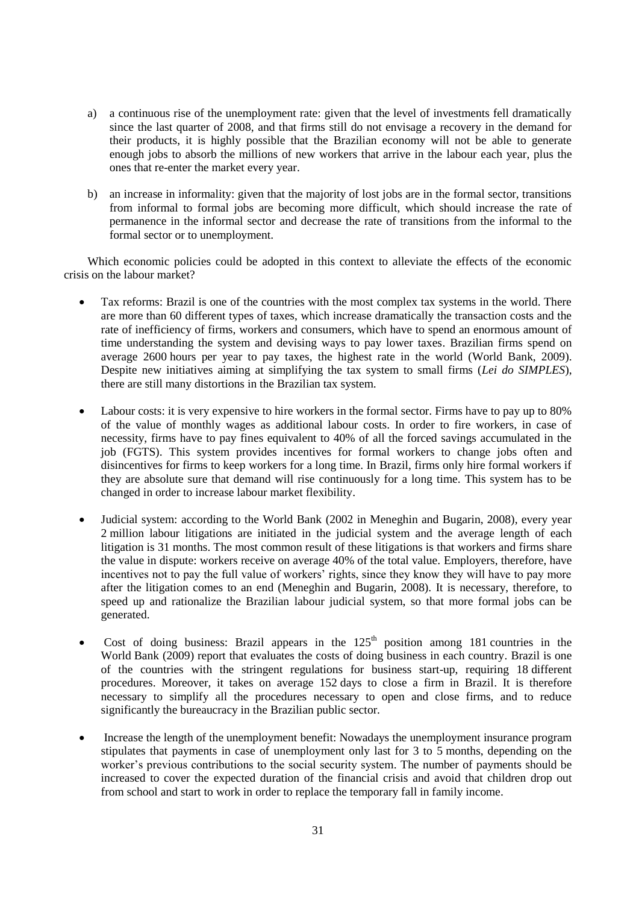a) a continuous rise of the unemployment rate: given that the level of investments fell dramatically since the last quarter of 2008, and that firms still do not envisage a recovery in the demand for their products, it is highly possible that the Brazilian economy will not be able to generate enough jobs to absorb the millions of new workers that arrive in the labour each year, plus the ones that re-enter the market every year.

b) an increase in informality: given that the majority of lost jobs are in the formal sector, transitions from informal to formal jobs are becoming more difficult, which should increase the rate of permanence in the informal sector and decrease the rate of transitions from the informal to the formal sector or to unemployment.

Which economic policies could be adopted in this context to alleviate the effects of the economic crisis on the labour market?

- Tax reforms: Brazil is one of the countries with the most complex tax systems in the world. There are more than 60 different types of taxes, which increase dramatically the transaction costs and the rate of inefficiency of firms, workers and consumers, which have to spend an enormous amount of time understanding the system and devising ways to pay lower taxes. Brazilian firms spend on average 2600 hours per year to pay taxes, the highest rate in the world (World Bank, 2009). Despite new initiatives aiming at simplifying the tax system to small firms (*Lei do SIMPLES*), there are still many distortions in the Brazilian tax system.

- Labour costs: it is very expensive to hire workers in the formal sector. Firms have to pay up to 80% of the value of monthly wages as additional labour costs. In order to fire workers, in case of necessity, firms have to pay fines equivalent to 40% of all the forced savings accumulated in the job (FGTS). This system provides incentives for formal workers to change jobs often and disincentives for firms to keep workers for a long time. In Brazil, firms only hire formal workers if they are absolute sure that demand will rise continuously for a long time. This system has to be changed in order to increase labour market flexibility.

- Judicial system: according to the World Bank (2002 in Meneghin and Bugarin, 2008), every year 2 million labour litigations are initiated in the judicial system and the average length of each litigation is 31 months. The most common result of these litigations is that workers and firms share the value in dispute: workers receive on average 40% of the total value. Employers, therefore, have incentives not to pay the full value of workers' rights, since they know they will have to pay more after the litigation comes to an end (Meneghin and Bugarin, 2008). It is necessary, therefore, to speed up and rationalize the Brazilian labour judicial system, so that more formal jobs can be generated.

- Cost of doing business: Brazil appears in the 125th position among 181 countries in the World Bank (2009) report that evaluates the costs of doing business in each country. Brazil is one of the countries with the stringent regulations for business start-up, requiring 18 different procedures. Moreover, it takes on average 152 days to close a firm in Brazil. It is therefore necessary to simplify all the procedures necessary to open and close firms, and to reduce significantly the bureaucracy in the Brazilian public sector.

- Increase the length of the unemployment benefit: Nowadays the unemployment insurance program stipulates that payments in case of unemployment only last for 3 to 5 months, depending on the worker's previous contributions to the social security system. The number of payments should be increased to cover the expected duration of the financial crisis and avoid that children drop out from school and start to work in order to replace the temporary fall in family income.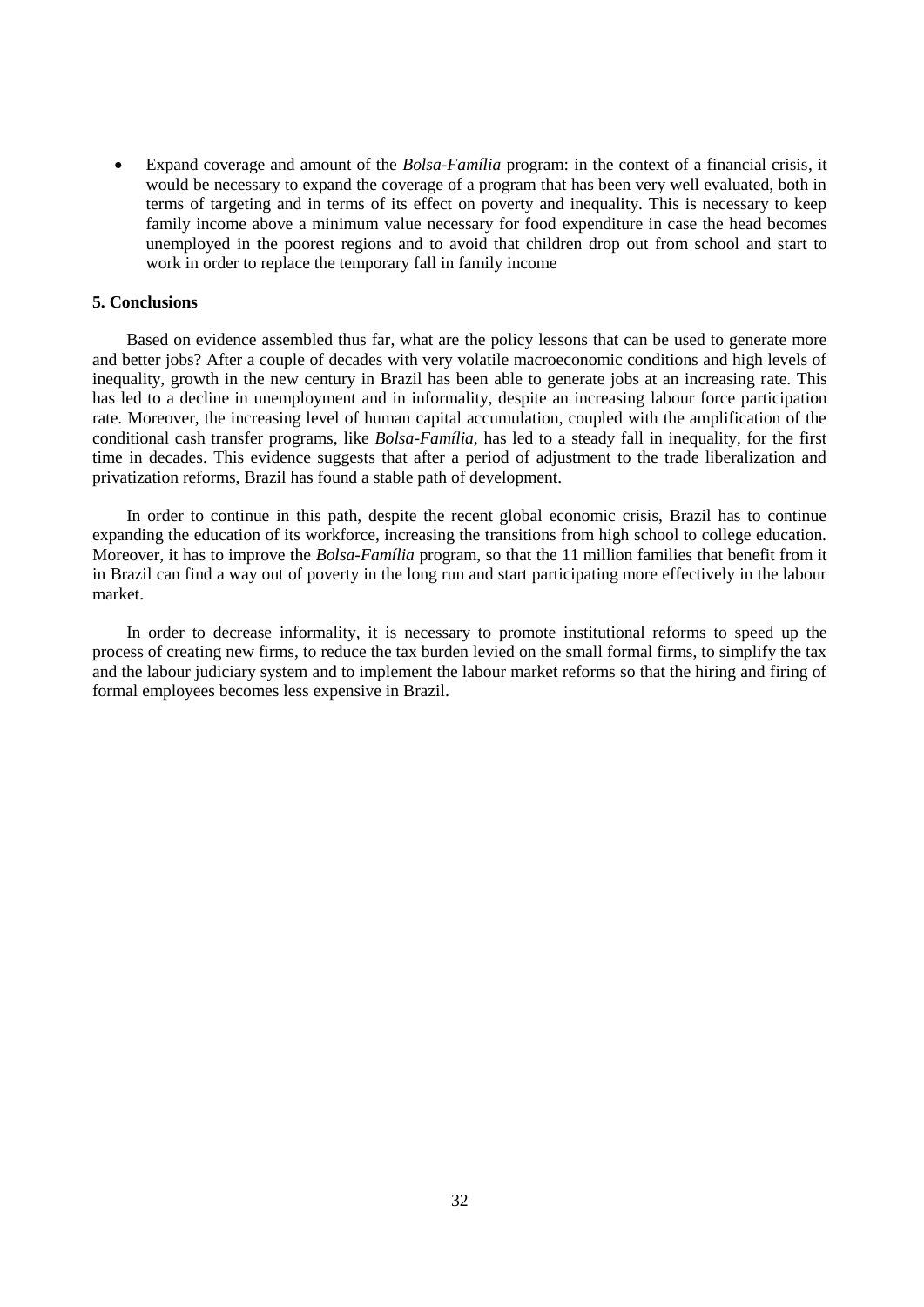- Expand coverage and amount of the *Bolsa-Família* program: in the context of a financial crisis, it would be necessary to expand the coverage of a program that has been very well evaluated, both in terms of targeting and in terms of its effect on poverty and inequality. This is necessary to keep family income above a minimum value necessary for food expenditure in case the head becomes unemployed in the poorest regions and to avoid that children drop out from school and start to work in order to replace the temporary fall in family income

**5. Conclusions**

Based on evidence assembled thus far, what are the policy lessons that can be used to generate more and better jobs? After a couple of decades with very volatile macroeconomic conditions and high levels of inequality, growth in the new century in Brazil has been able to generate jobs at an increasing rate. This has led to a decline in unemployment and in informality, despite an increasing labour force participation rate. Moreover, the increasing level of human capital accumulation, coupled with the amplification of the conditional cash transfer programs, like *Bolsa-Família*, has led to a steady fall in inequality, for the first time in decades. This evidence suggests that after a period of adjustment to the trade liberalization and privatization reforms, Brazil has found a stable path of development.

In order to continue in this path, despite the recent global economic crisis, Brazil has to continue expanding the education of its workforce, increasing the transitions from high school to college education. Moreover, it has to improve the *Bolsa-Família* program, so that the 11 million families that benefit from it in Brazil can find a way out of poverty in the long run and start participating more effectively in the labour market.

In order to decrease informality, it is necessary to promote institutional reforms to speed up the process of creating new firms, to reduce the tax burden levied on the small formal firms, to simplify the tax and the labour judiciary system and to implement the labour market reforms so that the hiring and firing of formal employees becomes less expensive in Brazil.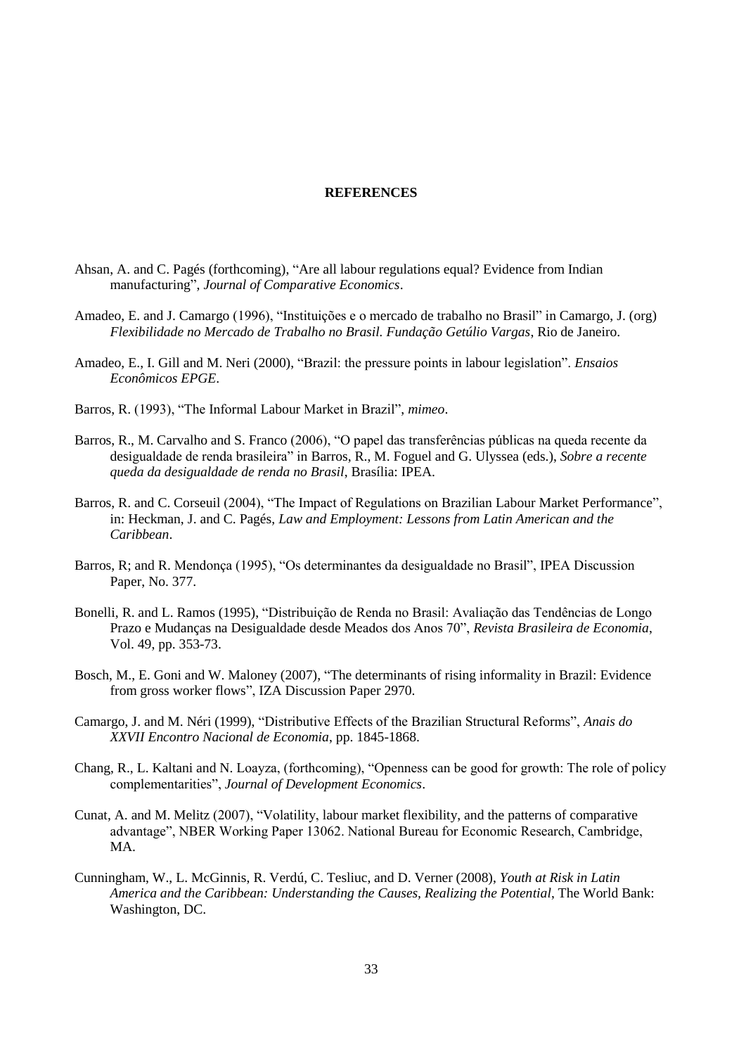**REFERENCES**

Ahsan, A. and C. Pagés (forthcoming), "Are all labour regulations equal? Evidence from Indian manufacturing", *Journal of Comparative Economics*.

Amadeo, E. and J. Camargo (1996), "Instituições e o mercado de trabalho no Brasil" in Camargo, J. (org) *Flexibilidade no Mercado de Trabalho no Brasil. Fundação Getúlio Vargas*, Rio de Janeiro.

Amadeo, E., I. Gill and M. Neri (2000), "Brazil: the pressure points in labour legislation". *Ensaios Econômicos EPGE*.

Barros, R. (1993), "The Informal Labour Market in Brazil", *mimeo*.

Barros, R., M. Carvalho and S. Franco (2006), "O papel das transferências públicas na queda recente da desigualdade de renda brasileira" in Barros, R., M. Foguel and G. Ulyssea (eds.), *Sobre a recente queda da desigualdade de renda no Brasil*, Brasília: IPEA.

Barros, R. and C. Corseuil (2004), "The Impact of Regulations on Brazilian Labour Market Performance", in: Heckman, J. and C. Pagés, *Law and Employment: Lessons from Latin American and the Caribbean*.

Barros, R; and R. Mendonça (1995), "Os determinantes da desigualdade no Brasil", IPEA Discussion Paper, No. 377.

Bonelli, R. and L. Ramos (1995), "Distribuição de Renda no Brasil: Avaliação das Tendências de Longo Prazo e Mudanças na Desigualdade desde Meados dos Anos 70", *Revista Brasileira de Economia*, Vol. 49, pp. 353-73.

Bosch, M., E. Goni and W. Maloney (2007), "The determinants of rising informality in Brazil: Evidence from gross worker flows", IZA Discussion Paper 2970.

Camargo, J. and M. Néri (1999), "Distributive Effects of the Brazilian Structural Reforms", *Anais do XXVII Encontro Nacional de Economia*, pp. 1845-1868.

Chang, R., L. Kaltani and N. Loayza, (forthcoming), "Openness can be good for growth: The role of policy complementarities", *Journal of Development Economics*.

Cunat, A. and M. Melitz (2007), "Volatility, labour market flexibility, and the patterns of comparative advantage", NBER Working Paper 13062. National Bureau for Economic Research, Cambridge, MA.

Cunningham, W., L. McGinnis, R. Verdú, C. Tesliuc, and D. Verner (2008), *Youth at Risk in Latin America and the Caribbean: Understanding the Causes, Realizing the Potential*, The World Bank: Washington, DC.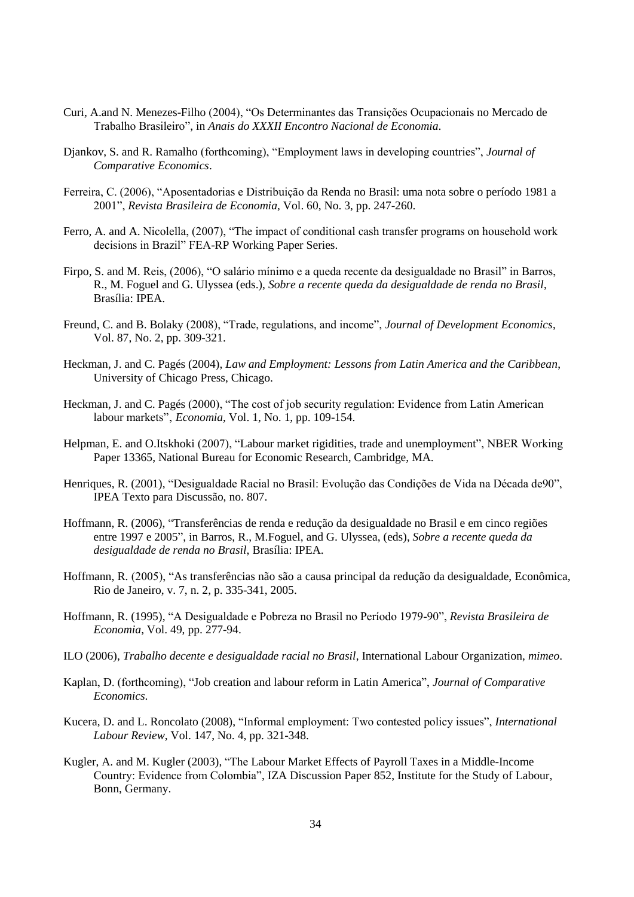Curi, A.and N. Menezes-Filho (2004), "Os Determinantes das Transições Ocupacionais no Mercado de Trabalho Brasileiro", in *Anais do XXXII Encontro Nacional de Economia*.

Djankov, S. and R. Ramalho (forthcoming), "Employment laws in developing countries", *Journal of Comparative Economics*.

Ferreira, C. (2006), "Aposentadorias e Distribuição da Renda no Brasil: uma nota sobre o período 1981 a 2001", *Revista Brasileira de Economia*, Vol. 60, No. 3, pp. 247-260.

Ferro, A. and A. Nicolella, (2007), "The impact of conditional cash transfer programs on household work decisions in Brazil" FEA-RP Working Paper Series.

Firpo, S. and M. Reis, (2006), "O salário mínimo e a queda recente da desigualdade no Brasil" in Barros, R., M. Foguel and G. Ulyssea (eds.), *Sobre a recente queda da desigualdade de renda no Brasil*, Brasília: IPEA.

Freund, C. and B. Bolaky (2008), "Trade, regulations, and income", *Journal of Development Economics*, Vol. 87, No. 2, pp. 309-321.

Heckman, J. and C. Pagés (2004), *Law and Employment: Lessons from Latin America and the Caribbean*, University of Chicago Press, Chicago.

Heckman, J. and C. Pagés (2000), "The cost of job security regulation: Evidence from Latin American labour markets", *Economia*, Vol. 1, No. 1, pp. 109-154.

Helpman, E. and O.Itskhoki (2007), "Labour market rigidities, trade and unemployment", NBER Working Paper 13365, National Bureau for Economic Research, Cambridge, MA.

Henriques, R. (2001), "Desigualdade Racial no Brasil: Evolução das Condições de Vida na Década de90", IPEA Texto para Discussão, no. 807.

Hoffmann, R. (2006), "Transferências de renda e redução da desigualdade no Brasil e em cinco regiões entre 1997 e 2005", in Barros, R., M.Foguel, and G. Ulyssea, (eds), *Sobre a recente queda da desigualdade de renda no Brasil*, Brasília: IPEA.

Hoffmann, R. (2005), "As transferências não são a causa principal da redução da desigualdade, Econômica, Rio de Janeiro, v. 7, n. 2, p. 335-341, 2005.

Hoffmann, R. (1995), "A Desigualdade e Pobreza no Brasil no Período 1979-90", *Revista Brasileira de Economia*, Vol. 49, pp. 277-94.

ILO (2006), *Trabalho decente e desigualdade racial no Brasil*, International Labour Organization, *mimeo*.

Kaplan, D. (forthcoming), "Job creation and labour reform in Latin America", *Journal of Comparative Economics*.

Kucera, D. and L. Roncolato (2008), "Informal employment: Two contested policy issues", *International Labour Review*, Vol. 147, No. 4, pp. 321-348.

Kugler, A. and M. Kugler (2003), "The Labour Market Effects of Payroll Taxes in a Middle-Income Country: Evidence from Colombia", IZA Discussion Paper 852, Institute for the Study of Labour, Bonn, Germany.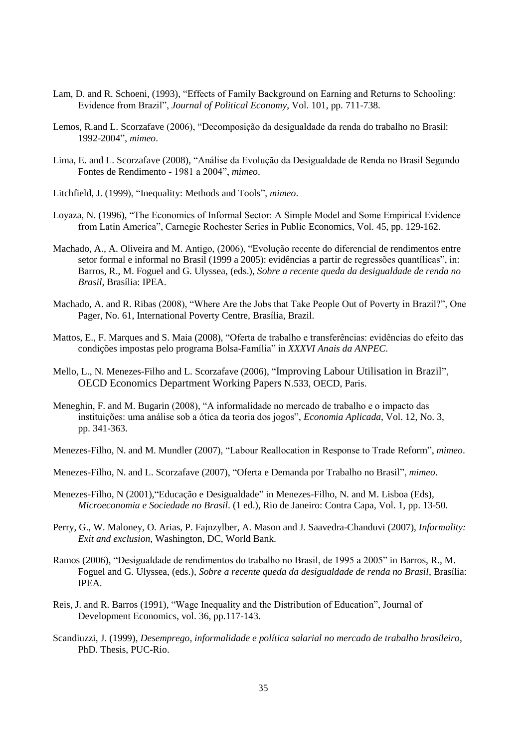Lam, D. and R. Schoeni, (1993), "Effects of Family Background on Earning and Returns to Schooling: Evidence from Brazil", *Journal of Political Economy*, Vol. 101, pp. 711-738.

Lemos, R.and L. Scorzafave (2006), "Decomposição da desigualdade da renda do trabalho no Brasil: 1992-2004", *mimeo*.

Lima, E. and L. Scorzafave (2008), "Análise da Evolução da Desigualdade de Renda no Brasil Segundo Fontes de Rendimento - 1981 a 2004", *mimeo*.

Litchfield, J. (1999), "Inequality: Methods and Tools", *mimeo*.

Loyaza, N. (1996), "The Economics of Informal Sector: A Simple Model and Some Empirical Evidence from Latin America", Carnegie Rochester Series in Public Economics, Vol. 45, pp. 129-162.

Machado, A., A. Oliveira and M. Antigo, (2006), "Evolução recente do diferencial de rendimentos entre setor formal e informal no Brasil (1999 a 2005): evidências a partir de regressões quantílicas", in: Barros, R., M. Foguel and G. Ulyssea, (eds.), *Sobre a recente queda da desigualdade de renda no Brasil*, Brasília: IPEA.

Machado, A. and R. Ribas (2008), "Where Are the Jobs that Take People Out of Poverty in Brazil?", One Pager, No. 61, International Poverty Centre, Brasília, Brazil.

Mattos, E., F. Marques and S. Maia (2008), "Oferta de trabalho e transferências: evidências do efeito das condições impostas pelo programa Bolsa-Família" in *XXXVI Anais da ANPEC*.

Mello, L., N. Menezes-Filho and L. Scorzafave (2006), "Improving Labour Utilisation in Brazil", OECD Economics Department Working Papers N.533, OECD, Paris.

Meneghin, F. and M. Bugarin (2008), "A informalidade no mercado de trabalho e o impacto das instituições: uma análise sob a ótica da teoria dos jogos", *Economia Aplicada*, Vol. 12, No. 3, pp. 341-363.

Menezes-Filho, N. and M. Mundler (2007), "Labour Reallocation in Response to Trade Reform", *mimeo*.

Menezes-Filho, N. and L. Scorzafave (2007), "Oferta e Demanda por Trabalho no Brasil", *mimeo*.

Menezes-Filho, N (2001),"Educação e Desigualdade" in Menezes-Filho, N. and M. Lisboa (Eds), *Microeconomia e Sociedade no Brasil*. (1 ed.), Rio de Janeiro: Contra Capa, Vol. 1, pp. 13-50.

Perry, G., W. Maloney, O. Arias, P. Fajnzylber, A. Mason and J. Saavedra-Chanduvi (2007), *Informality: Exit and exclusion*, Washington, DC, World Bank.

Ramos (2006), "Desigualdade de rendimentos do trabalho no Brasil, de 1995 a 2005" in Barros, R., M. Foguel and G. Ulyssea, (eds.), *Sobre a recente queda da desigualdade de renda no Brasil*, Brasília: IPEA.

Reis, J. and R. Barros (1991), "Wage Inequality and the Distribution of Education", Journal of Development Economics, vol. 36, pp.117-143.

Scandiuzzi, J. (1999), *Desemprego, informalidade e política salarial no mercado de trabalho brasileiro*, PhD. Thesis, PUC-Rio.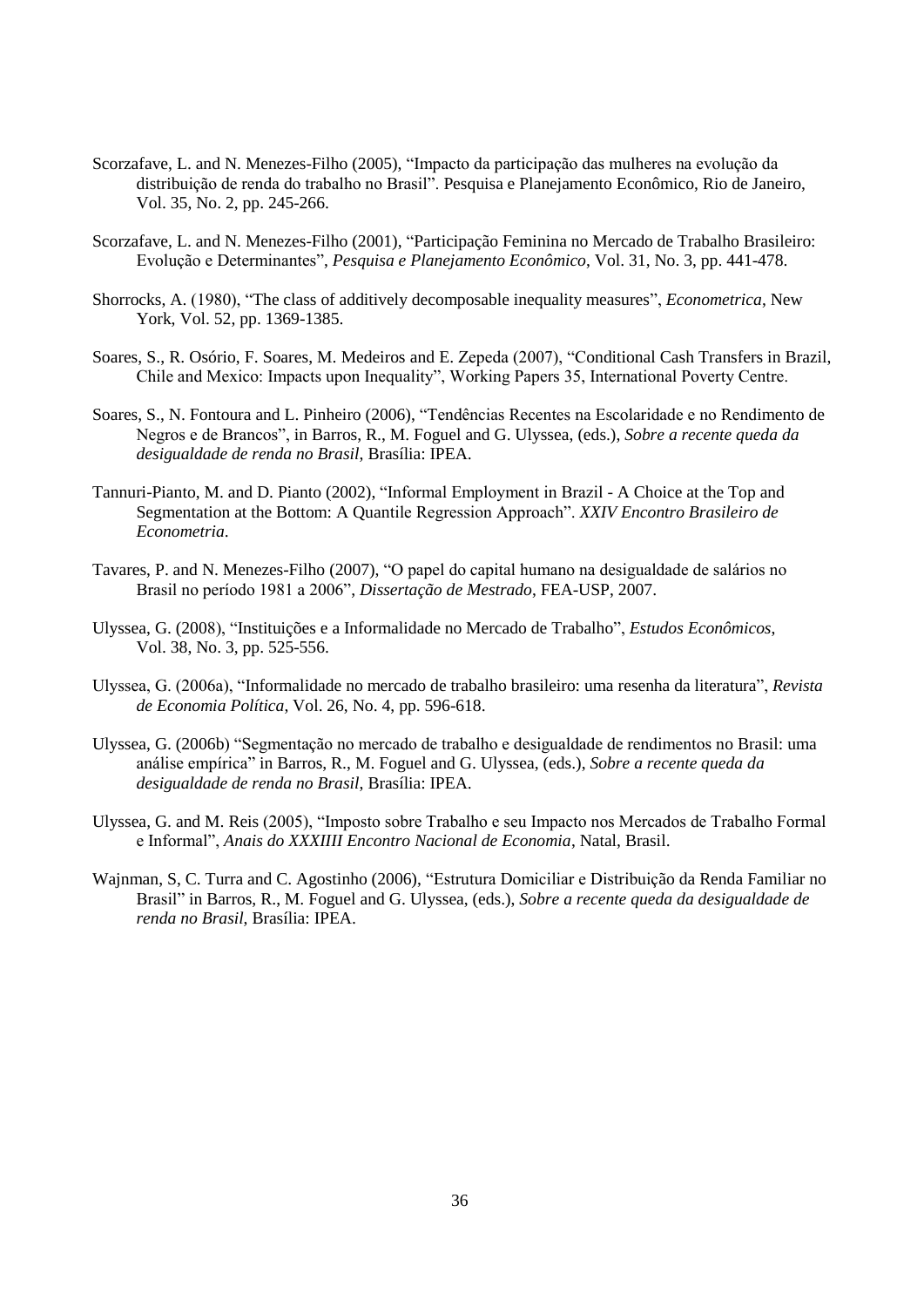Scorzafave, L. and N. Menezes-Filho (2005), "Impacto da participação das mulheres na evolução da distribuição de renda do trabalho no Brasil". Pesquisa e Planejamento Econômico, Rio de Janeiro, Vol. 35, No. 2, pp. 245-266.

Scorzafave, L. and N. Menezes-Filho (2001), "Participação Feminina no Mercado de Trabalho Brasileiro: Evolução e Determinantes", *Pesquisa e Planejamento Econômico*, Vol. 31, No. 3, pp. 441-478.

Shorrocks, A. (1980), "The class of additively decomposable inequality measures", *Econometrica*, New York, Vol. 52, pp. 1369-1385.

Soares, S., R. Osório, F. Soares, M. Medeiros and E. Zepeda (2007), "Conditional Cash Transfers in Brazil, Chile and Mexico: Impacts upon Inequality", Working Papers 35, International Poverty Centre.

Soares, S., N. Fontoura and L. Pinheiro (2006), "Tendências Recentes na Escolaridade e no Rendimento de Negros e de Brancos", in Barros, R., M. Foguel and G. Ulyssea, (eds.), *Sobre a recente queda da desigualdade de renda no Brasil*, Brasília: IPEA.

Tannuri-Pianto, M. and D. Pianto (2002), "Informal Employment in Brazil - A Choice at the Top and Segmentation at the Bottom: A Quantile Regression Approach". *XXIV Encontro Brasileiro de Econometria*.

Tavares, P. and N. Menezes-Filho (2007), "O papel do capital humano na desigualdade de salários no Brasil no período 1981 a 2006", *Dissertação de Mestrado*, FEA-USP, 2007.

Ulyssea, G. (2008), "Instituições e a Informalidade no Mercado de Trabalho", *Estudos Econômicos*, Vol. 38, No. 3, pp. 525-556.

Ulyssea, G. (2006a), "Informalidade no mercado de trabalho brasileiro: uma resenha da literatura", *Revista de Economia Política*, Vol. 26, No. 4, pp. 596-618.

Ulyssea, G. (2006b) "Segmentação no mercado de trabalho e desigualdade de rendimentos no Brasil: uma análise empírica" in Barros, R., M. Foguel and G. Ulyssea, (eds.), *Sobre a recente queda da desigualdade de renda no Brasil*, Brasília: IPEA.

Ulyssea, G. and M. Reis (2005), "Imposto sobre Trabalho e seu Impacto nos Mercados de Trabalho Formal e Informal", *Anais do XXXIIII Encontro Nacional de Economia*, Natal, Brasil.

Wajnman, S, C. Turra and C. Agostinho (2006), "Estrutura Domiciliar e Distribuição da Renda Familiar no Brasil" in Barros, R., M. Foguel and G. Ulyssea, (eds.), *Sobre a recente queda da desigualdade de renda no Brasil*, Brasília: IPEA.